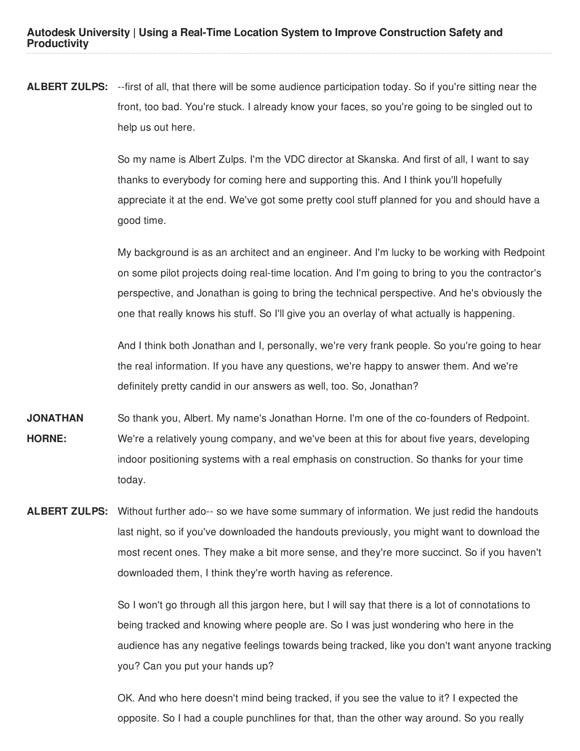**ALBERT ZULPS:** --first of all, that there will be some audience participation today. So if you're sitting near the front, too bad. You're stuck. I already know your faces, so you're going to be singled out to help us out here.

So my name is Albert Zulps. I'm the VDC director at Skanska. And first of all, I want to say thanks to everybody for coming here and supporting this. And I think you'll hopefully appreciate it at the end. We've got some pretty cool stuff planned for you and should have a good time.

My background is as an architect and an engineer. And I'm lucky to be working with Redpoint on some pilot projects doing real-time location. And I'm going to bring to you the contractor's perspective, and Jonathan is going to bring the technical perspective. And he's obviously the one that really knows his stuff. So I'll give you an overlay of what actually is happening.

And I think both Jonathan and I, personally, we're very frank people. So you're going to hear the real information. If you have any questions, we're happy to answer them. And we're definitely pretty candid in our answers as well, too. So, Jonathan?

**JONATHAN HORNE:** So thank you, Albert. My name's Jonathan Horne. I'm one of the co-founders of Redpoint. We're a relatively young company, and we've been at this for about five years, developing indoor positioning systems with a real emphasis on construction. So thanks for your time today.

**ALBERT ZULPS:** Without further ado-- so we have some summary of information. We just redid the handouts last night, so if you've downloaded the handouts previously, you might want to download the most recent ones. They make a bit more sense, and they're more succinct. So if you haven't downloaded them, I think they're worth having as reference.

So I won't go through all this jargon here, but I will say that there is a lot of connotations to being tracked and knowing where people are. So I was just wondering who here in the audience has any negative feelings towards being tracked, like you don't want anyone tracking you? Can you put your hands up?

OK. And who here doesn't mind being tracked, if you see the value to it? I expected the opposite. So I had a couple punchlines for that, than the other way around. So you really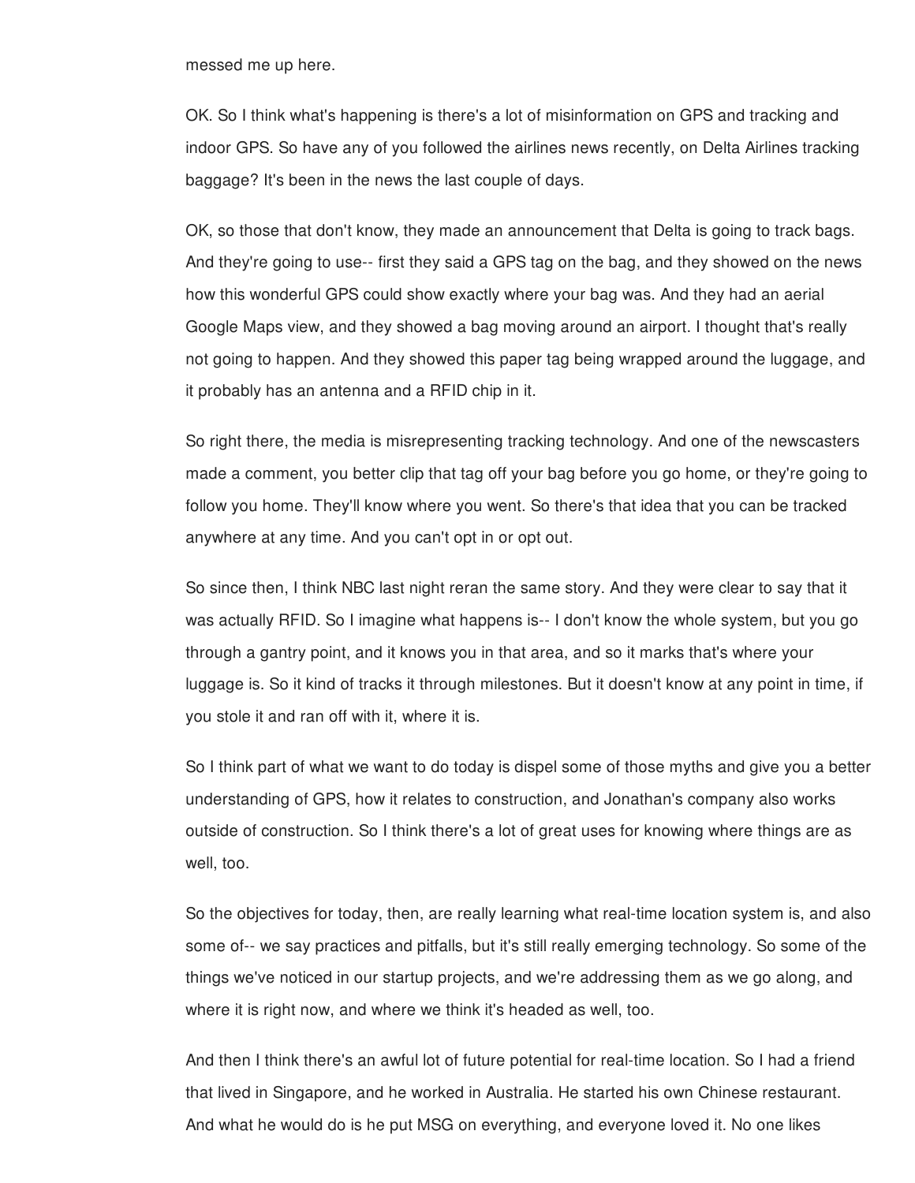messed me up here.

OK. So I think what's happening is there's a lot of misinformation on GPS and tracking and indoor GPS. So have any of you followed the airlines news recently, on Delta Airlines tracking baggage? It's been in the news the last couple of days.

OK, so those that don't know, they made an announcement that Delta is going to track bags. And they're going to use-- first they said a GPS tag on the bag, and they showed on the news how this wonderful GPS could show exactly where your bag was. And they had an aerial Google Maps view, and they showed a bag moving around an airport. I thought that's really not going to happen. And they showed this paper tag being wrapped around the luggage, and it probably has an antenna and a RFID chip in it.

So right there, the media is misrepresenting tracking technology. And one of the newscasters made a comment, you better clip that tag off your bag before you go home, or they're going to follow you home. They'll know where you went. So there's that idea that you can be tracked anywhere at any time. And you can't opt in or opt out.

So since then, I think NBC last night reran the same story. And they were clear to say that it was actually RFID. So I imagine what happens is-- I don't know the whole system, but you go through a gantry point, and it knows you in that area, and so it marks that's where your luggage is. So it kind of tracks it through milestones. But it doesn't know at any point in time, if you stole it and ran off with it, where it is.

So I think part of what we want to do today is dispel some of those myths and give you a better understanding of GPS, how it relates to construction, and Jonathan's company also works outside of construction. So I think there's a lot of great uses for knowing where things are as well, too.

So the objectives for today, then, are really learning what real-time location system is, and also some of-- we say practices and pitfalls, but it's still really emerging technology. So some of the things we've noticed in our startup projects, and we're addressing them as we go along, and where it is right now, and where we think it's headed as well, too.

And then I think there's an awful lot of future potential for real-time location. So I had a friend that lived in Singapore, and he worked in Australia. He started his own Chinese restaurant. And what he would do is he put MSG on everything, and everyone loved it. No one likes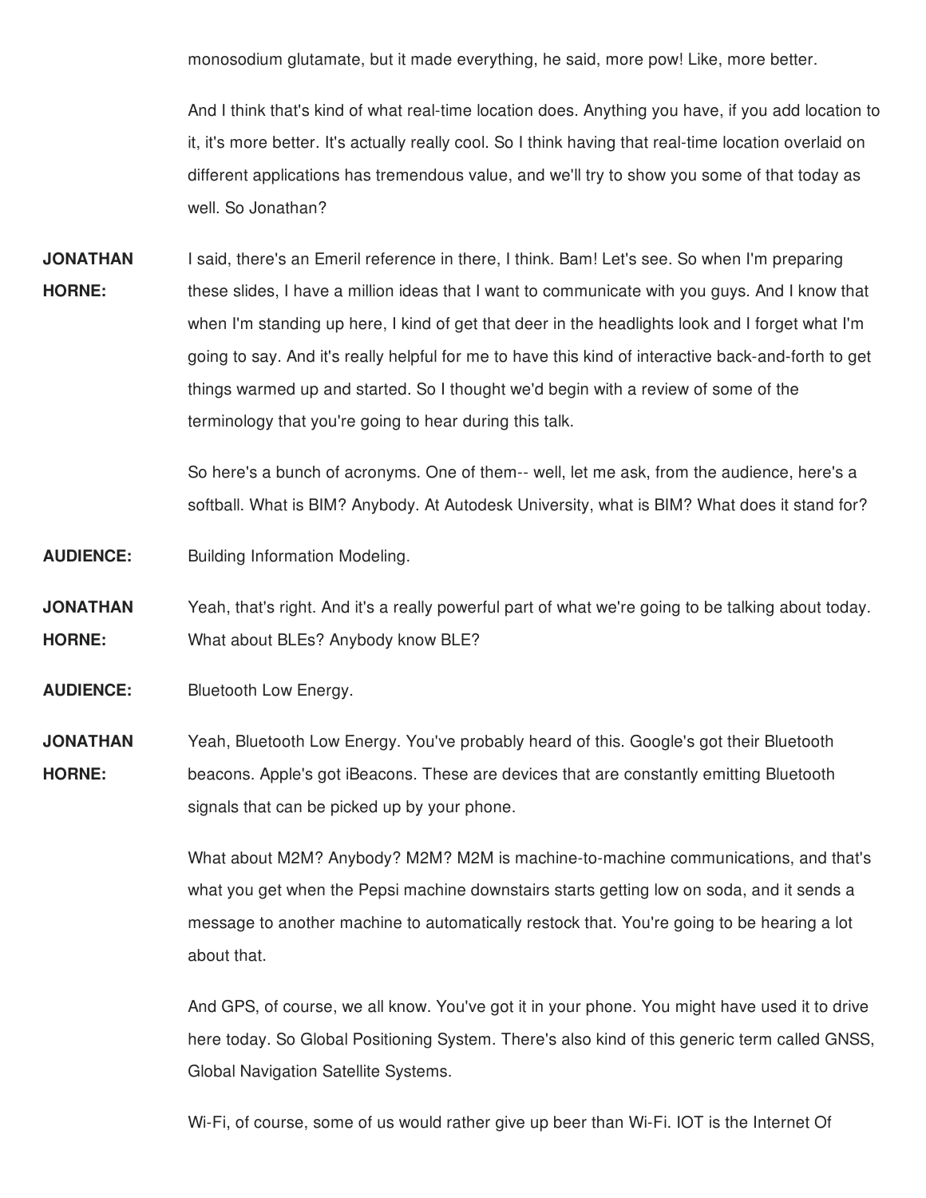monosodium glutamate, but it made everything, he said, more pow! Like, more better.

And I think that's kind of what real-time location does. Anything you have, if you add location to it, it's more better. It's actually really cool. So I think having that real-time location overlaid on different applications has tremendous value, and we'll try to show you some of that today as well. So Jonathan?

**JONATHAN HORNE:** I said, there's an Emeril reference in there, I think. Bam! Let's see. So when I'm preparing these slides, I have a million ideas that I want to communicate with you guys. And I know that when I'm standing up here, I kind of get that deer in the headlights look and I forget what I'm going to say. And it's really helpful for me to have this kind of interactive back-and-forth to get things warmed up and started. So I thought we'd begin with a review of some of the terminology that you're going to hear during this talk.

So here's a bunch of acronyms. One of them-- well, let me ask, from the audience, here's a softball. What is BIM? Anybody. At Autodesk University, what is BIM? What does it stand for?

**AUDIENCE:** Building Information Modeling.

**JONATHAN HORNE:** Yeah, that's right. And it's a really powerful part of what we're going to be talking about today. What about BLEs? Anybody know BLE?

**AUDIENCE:** Bluetooth Low Energy.

**JONATHAN HORNE:** Yeah, Bluetooth Low Energy. You've probably heard of this. Google's got their Bluetooth beacons. Apple's got iBeacons. These are devices that are constantly emitting Bluetooth signals that can be picked up by your phone.

What about M2M? Anybody? M2M? M2M is machine-to-machine communications, and that's what you get when the Pepsi machine downstairs starts getting low on soda, and it sends a message to another machine to automatically restock that. You're going to be hearing a lot about that.

And GPS, of course, we all know. You've got it in your phone. You might have used it to drive here today. So Global Positioning System. There's also kind of this generic term called GNSS, Global Navigation Satellite Systems.

Wi-Fi, of course, some of us would rather give up beer than Wi-Fi. IOT is the Internet Of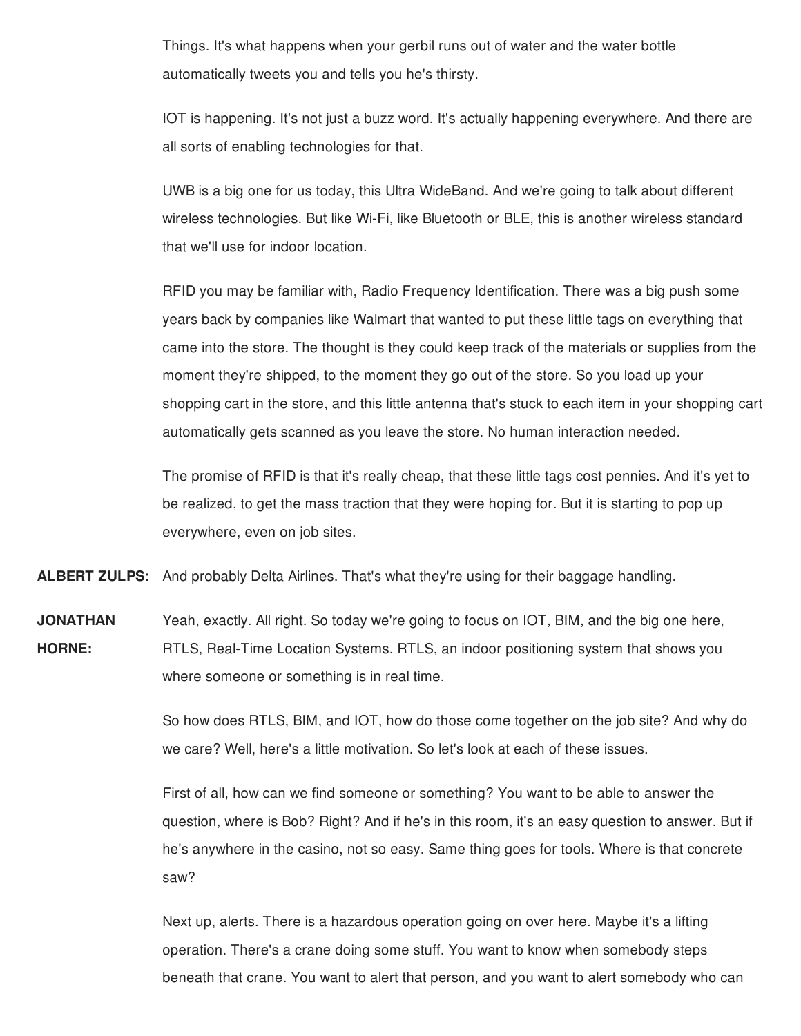Things. It's what happens when your gerbil runs out of water and the water bottle automatically tweets you and tells you he's thirsty.

IOT is happening. It's not just a buzz word. It's actually happening everywhere. And there are all sorts of enabling technologies for that.

UWB is a big one for us today, this Ultra WideBand. And we're going to talk about different wireless technologies. But like Wi-Fi, like Bluetooth or BLE, this is another wireless standard that we'll use for indoor location.

RFID you may be familiar with, Radio Frequency Identification. There was a big push some years back by companies like Walmart that wanted to put these little tags on everything that came into the store. The thought is they could keep track of the materials or supplies from the moment they're shipped, to the moment they go out of the store. So you load up your shopping cart in the store, and this little antenna that's stuck to each item in your shopping cart automatically gets scanned as you leave the store. No human interaction needed.

The promise of RFID is that it's really cheap, that these little tags cost pennies. And it's yet to be realized, to get the mass traction that they were hoping for. But it is starting to pop up everywhere, even on job sites.

**ALBERT ZULPS:** And probably Delta Airlines. That's what they're using for their baggage handling.

**JONATHAN HORNE:** Yeah, exactly. All right. So today we're going to focus on IOT, BIM, and the big one here, RTLS, Real-Time Location Systems. RTLS, an indoor positioning system that shows you where someone or something is in real time.

So how does RTLS, BIM, and IOT, how do those come together on the job site? And why do we care? Well, here's a little motivation. So let's look at each of these issues.

First of all, how can we find someone or something? You want to be able to answer the question, where is Bob? Right? And if he's in this room, it's an easy question to answer. But if he's anywhere in the casino, not so easy. Same thing goes for tools. Where is that concrete saw?

Next up, alerts. There is a hazardous operation going on over here. Maybe it's a lifting operation. There's a crane doing some stuff. You want to know when somebody steps beneath that crane. You want to alert that person, and you want to alert somebody who can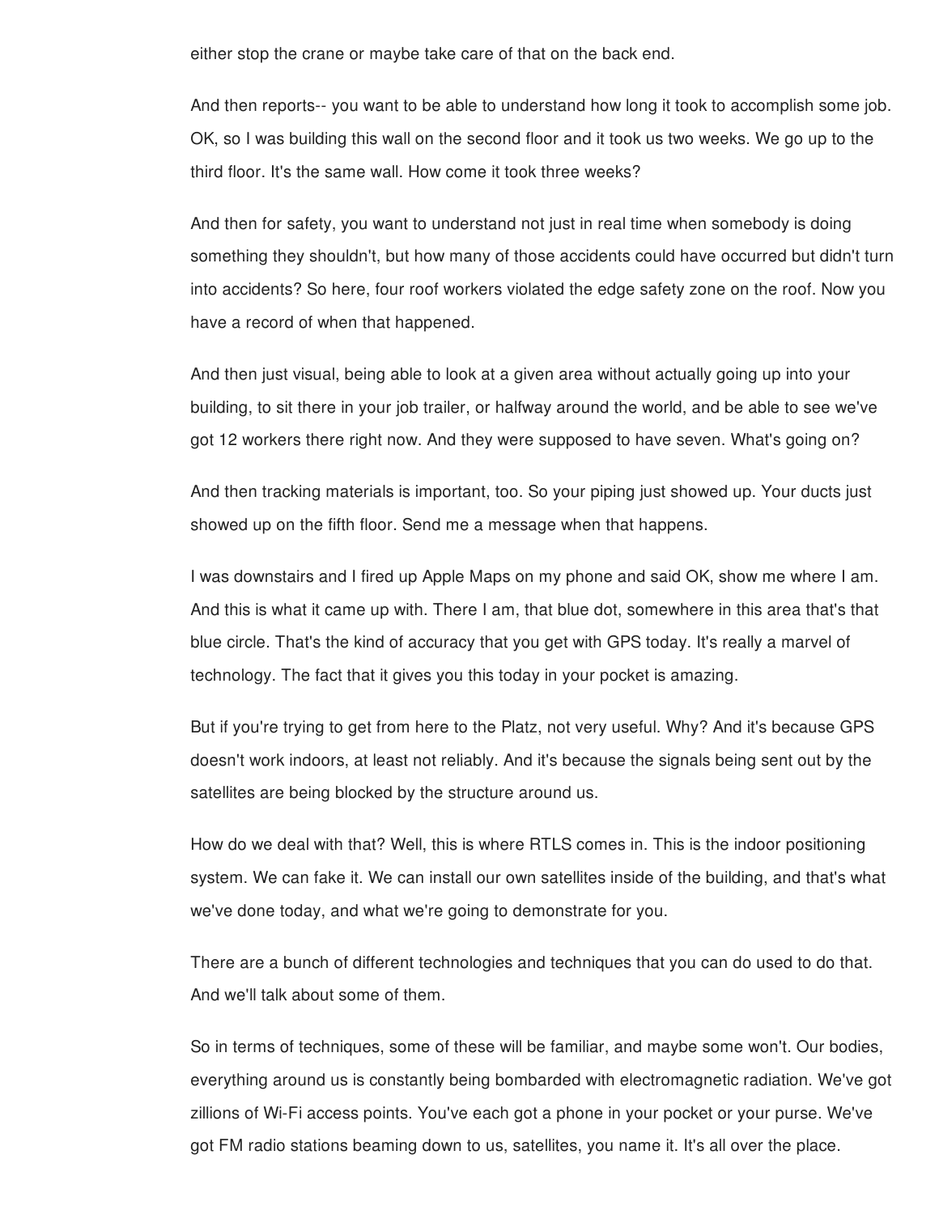either stop the crane or maybe take care of that on the back end.

And then reports-- you want to be able to understand how long it took to accomplish some job. OK, so I was building this wall on the second floor and it took us two weeks. We go up to the third floor. It's the same wall. How come it took three weeks?

And then for safety, you want to understand not just in real time when somebody is doing something they shouldn't, but how many of those accidents could have occurred but didn't turn into accidents? So here, four roof workers violated the edge safety zone on the roof. Now you have a record of when that happened.

And then just visual, being able to look at a given area without actually going up into your building, to sit there in your job trailer, or halfway around the world, and be able to see we've got 12 workers there right now. And they were supposed to have seven. What's going on?

And then tracking materials is important, too. So your piping just showed up. Your ducts just showed up on the fifth floor. Send me a message when that happens.

I was downstairs and I fired up Apple Maps on my phone and said OK, show me where I am. And this is what it came up with. There I am, that blue dot, somewhere in this area that's that blue circle. That's the kind of accuracy that you get with GPS today. It's really a marvel of technology. The fact that it gives you this today in your pocket is amazing.

But if you're trying to get from here to the Platz, not very useful. Why? And it's because GPS doesn't work indoors, at least not reliably. And it's because the signals being sent out by the satellites are being blocked by the structure around us.

How do we deal with that? Well, this is where RTLS comes in. This is the indoor positioning system. We can fake it. We can install our own satellites inside of the building, and that's what we've done today, and what we're going to demonstrate for you.

There are a bunch of different technologies and techniques that you can do used to do that. And we'll talk about some of them.

So in terms of techniques, some of these will be familiar, and maybe some won't. Our bodies, everything around us is constantly being bombarded with electromagnetic radiation. We've got zillions of Wi-Fi access points. You've each got a phone in your pocket or your purse. We've got FM radio stations beaming down to us, satellites, you name it. It's all over the place.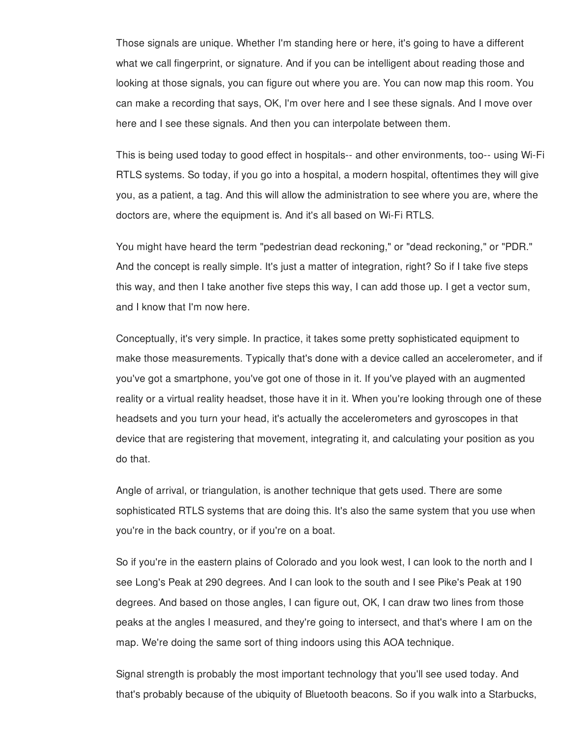Those signals are unique. Whether I'm standing here or here, it's going to have a different what we call fingerprint, or signature. And if you can be intelligent about reading those and looking at those signals, you can figure out where you are. You can now map this room. You can make a recording that says, OK, I'm over here and I see these signals. And I move over here and I see these signals. And then you can interpolate between them.

This is being used today to good effect in hospitals-- and other environments, too-- using Wi-Fi RTLS systems. So today, if you go into a hospital, a modern hospital, oftentimes they will give you, as a patient, a tag. And this will allow the administration to see where you are, where the doctors are, where the equipment is. And it's all based on Wi-Fi RTLS.

You might have heard the term "pedestrian dead reckoning," or "dead reckoning," or "PDR." And the concept is really simple. It's just a matter of integration, right? So if I take five steps this way, and then I take another five steps this way, I can add those up. I get a vector sum, and I know that I'm now here.

Conceptually, it's very simple. In practice, it takes some pretty sophisticated equipment to make those measurements. Typically that's done with a device called an accelerometer, and if you've got a smartphone, you've got one of those in it. If you've played with an augmented reality or a virtual reality headset, those have it in it. When you're looking through one of these headsets and you turn your head, it's actually the accelerometers and gyroscopes in that device that are registering that movement, integrating it, and calculating your position as you do that.

Angle of arrival, or triangulation, is another technique that gets used. There are some sophisticated RTLS systems that are doing this. It's also the same system that you use when you're in the back country, or if you're on a boat.

So if you're in the eastern plains of Colorado and you look west, I can look to the north and I see Long's Peak at 290 degrees. And I can look to the south and I see Pike's Peak at 190 degrees. And based on those angles, I can figure out, OK, I can draw two lines from those peaks at the angles I measured, and they're going to intersect, and that's where I am on the map. We're doing the same sort of thing indoors using this AOA technique.

Signal strength is probably the most important technology that you'll see used today. And that's probably because of the ubiquity of Bluetooth beacons. So if you walk into a Starbucks,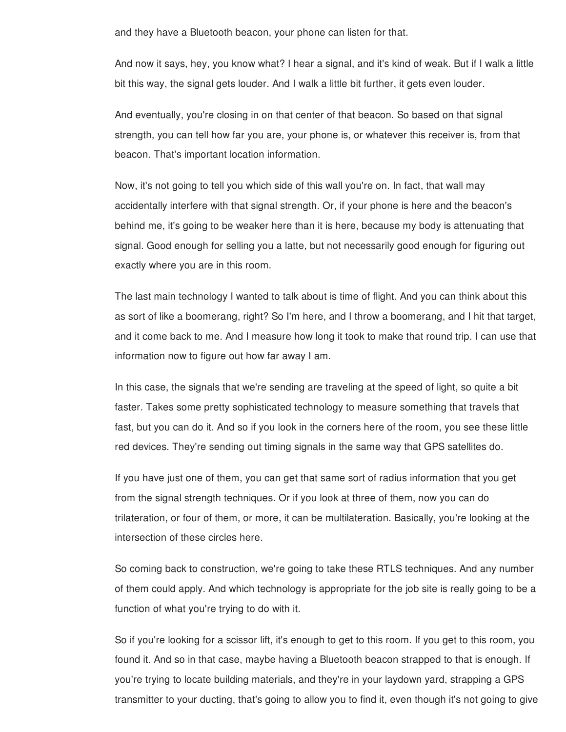and they have a Bluetooth beacon, your phone can listen for that.

And now it says, hey, you know what? I hear a signal, and it's kind of weak. But if I walk a little bit this way, the signal gets louder. And I walk a little bit further, it gets even louder.

And eventually, you're closing in on that center of that beacon. So based on that signal strength, you can tell how far you are, your phone is, or whatever this receiver is, from that beacon. That's important location information.

Now, it's not going to tell you which side of this wall you're on. In fact, that wall may accidentally interfere with that signal strength. Or, if your phone is here and the beacon's behind me, it's going to be weaker here than it is here, because my body is attenuating that signal. Good enough for selling you a latte, but not necessarily good enough for figuring out exactly where you are in this room.

The last main technology I wanted to talk about is time of flight. And you can think about this as sort of like a boomerang, right? So I'm here, and I throw a boomerang, and I hit that target, and it come back to me. And I measure how long it took to make that round trip. I can use that information now to figure out how far away I am.

In this case, the signals that we're sending are traveling at the speed of light, so quite a bit faster. Takes some pretty sophisticated technology to measure something that travels that fast, but you can do it. And so if you look in the corners here of the room, you see these little red devices. They're sending out timing signals in the same way that GPS satellites do.

If you have just one of them, you can get that same sort of radius information that you get from the signal strength techniques. Or if you look at three of them, now you can do trilateration, or four of them, or more, it can be multilateration. Basically, you're looking at the intersection of these circles here.

So coming back to construction, we're going to take these RTLS techniques. And any number of them could apply. And which technology is appropriate for the job site is really going to be a function of what you're trying to do with it.

So if you're looking for a scissor lift, it's enough to get to this room. If you get to this room, you found it. And so in that case, maybe having a Bluetooth beacon strapped to that is enough. If you're trying to locate building materials, and they're in your laydown yard, strapping a GPS transmitter to your ducting, that's going to allow you to find it, even though it's not going to give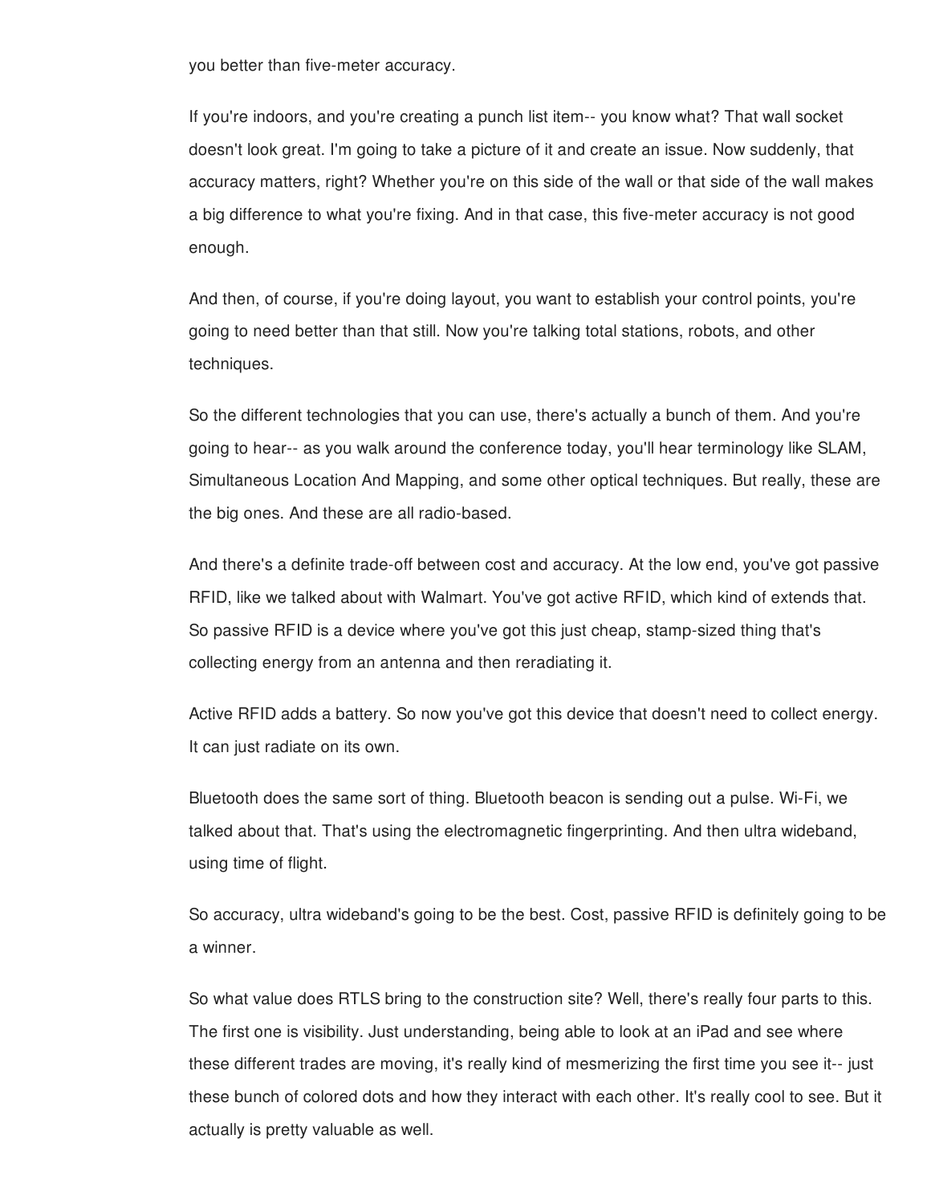you better than five-meter accuracy.

If you're indoors, and you're creating a punch list item-- you know what? That wall socket doesn't look great. I'm going to take a picture of it and create an issue. Now suddenly, that accuracy matters, right? Whether you're on this side of the wall or that side of the wall makes a big difference to what you're fixing. And in that case, this five-meter accuracy is not good enough.

And then, of course, if you're doing layout, you want to establish your control points, you're going to need better than that still. Now you're talking total stations, robots, and other techniques.

So the different technologies that you can use, there's actually a bunch of them. And you're going to hear-- as you walk around the conference today, you'll hear terminology like SLAM, Simultaneous Location And Mapping, and some other optical techniques. But really, these are the big ones. And these are all radio-based.

And there's a definite trade-off between cost and accuracy. At the low end, you've got passive RFID, like we talked about with Walmart. You've got active RFID, which kind of extends that. So passive RFID is a device where you've got this just cheap, stamp-sized thing that's collecting energy from an antenna and then reradiating it.

Active RFID adds a battery. So now you've got this device that doesn't need to collect energy. It can just radiate on its own.

Bluetooth does the same sort of thing. Bluetooth beacon is sending out a pulse. Wi-Fi, we talked about that. That's using the electromagnetic fingerprinting. And then ultra wideband, using time of flight.

So accuracy, ultra wideband's going to be the best. Cost, passive RFID is definitely going to be a winner.

So what value does RTLS bring to the construction site? Well, there's really four parts to this. The first one is visibility. Just understanding, being able to look at an iPad and see where these different trades are moving, it's really kind of mesmerizing the first time you see it-- just these bunch of colored dots and how they interact with each other. It's really cool to see. But it actually is pretty valuable as well.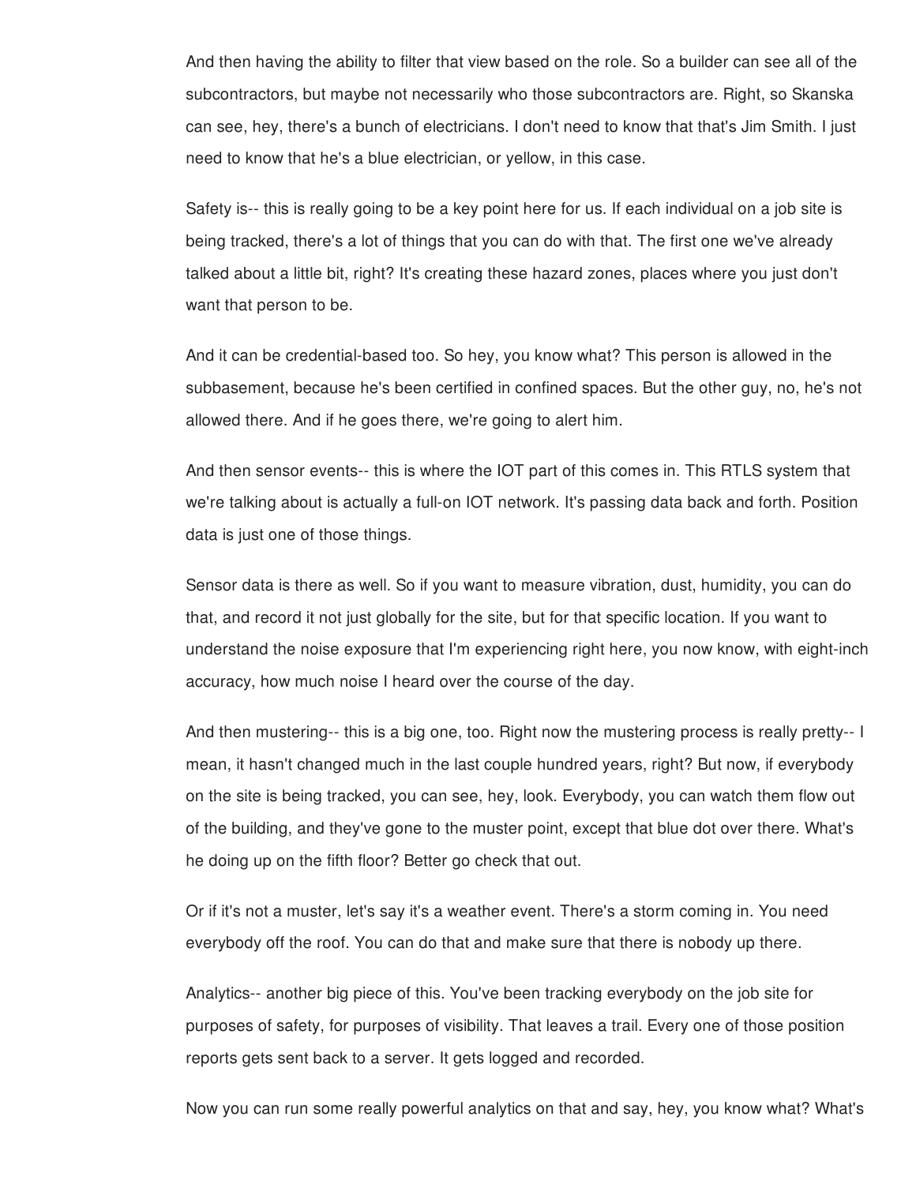And then having the ability to filter that view based on the role. So a builder can see all of the subcontractors, but maybe not necessarily who those subcontractors are. Right, so Skanska can see, hey, there's a bunch of electricians. I don't need to know that that's Jim Smith. I just need to know that he's a blue electrician, or yellow, in this case.

Safety is-- this is really going to be a key point here for us. If each individual on a job site is being tracked, there's a lot of things that you can do with that. The first one we've already talked about a little bit, right? It's creating these hazard zones, places where you just don't want that person to be.

And it can be credential-based too. So hey, you know what? This person is allowed in the subbasement, because he's been certified in confined spaces. But the other guy, no, he's not allowed there. And if he goes there, we're going to alert him.

And then sensor events-- this is where the IOT part of this comes in. This RTLS system that we're talking about is actually a full-on IOT network. It's passing data back and forth. Position data is just one of those things.

Sensor data is there as well. So if you want to measure vibration, dust, humidity, you can do that, and record it not just globally for the site, but for that specific location. If you want to understand the noise exposure that I'm experiencing right here, you now know, with eight-inch accuracy, how much noise I heard over the course of the day.

And then mustering-- this is a big one, too. Right now the mustering process is really pretty-- I mean, it hasn't changed much in the last couple hundred years, right? But now, if everybody on the site is being tracked, you can see, hey, look. Everybody, you can watch them flow out of the building, and they've gone to the muster point, except that blue dot over there. What's he doing up on the fifth floor? Better go check that out.

Or if it's not a muster, let's say it's a weather event. There's a storm coming in. You need everybody off the roof. You can do that and make sure that there is nobody up there.

Analytics-- another big piece of this. You've been tracking everybody on the job site for purposes of safety, for purposes of visibility. That leaves a trail. Every one of those position reports gets sent back to a server. It gets logged and recorded.

Now you can run some really powerful analytics on that and say, hey, you know what? What's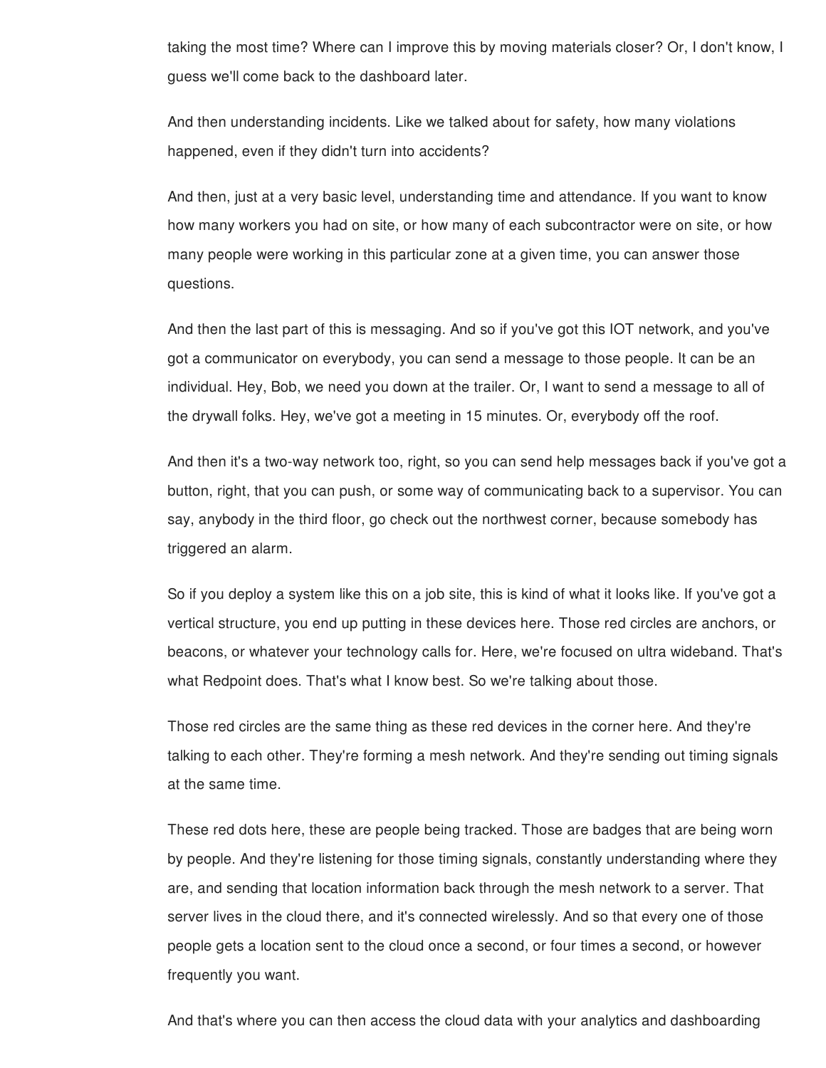taking the most time? Where can I improve this by moving materials closer? Or, I don't know, I guess we'll come back to the dashboard later.

And then understanding incidents. Like we talked about for safety, how many violations happened, even if they didn't turn into accidents?

And then, just at a very basic level, understanding time and attendance. If you want to know how many workers you had on site, or how many of each subcontractor were on site, or how many people were working in this particular zone at a given time, you can answer those questions.

And then the last part of this is messaging. And so if you've got this IOT network, and you've got a communicator on everybody, you can send a message to those people. It can be an individual. Hey, Bob, we need you down at the trailer. Or, I want to send a message to all of the drywall folks. Hey, we've got a meeting in 15 minutes. Or, everybody off the roof.

And then it's a two-way network too, right, so you can send help messages back if you've got a button, right, that you can push, or some way of communicating back to a supervisor. You can say, anybody in the third floor, go check out the northwest corner, because somebody has triggered an alarm.

So if you deploy a system like this on a job site, this is kind of what it looks like. If you've got a vertical structure, you end up putting in these devices here. Those red circles are anchors, or beacons, or whatever your technology calls for. Here, we're focused on ultra wideband. That's what Redpoint does. That's what I know best. So we're talking about those.

Those red circles are the same thing as these red devices in the corner here. And they're talking to each other. They're forming a mesh network. And they're sending out timing signals at the same time.

These red dots here, these are people being tracked. Those are badges that are being worn by people. And they're listening for those timing signals, constantly understanding where they are, and sending that location information back through the mesh network to a server. That server lives in the cloud there, and it's connected wirelessly. And so that every one of those people gets a location sent to the cloud once a second, or four times a second, or however frequently you want.

And that's where you can then access the cloud data with your analytics and dashboarding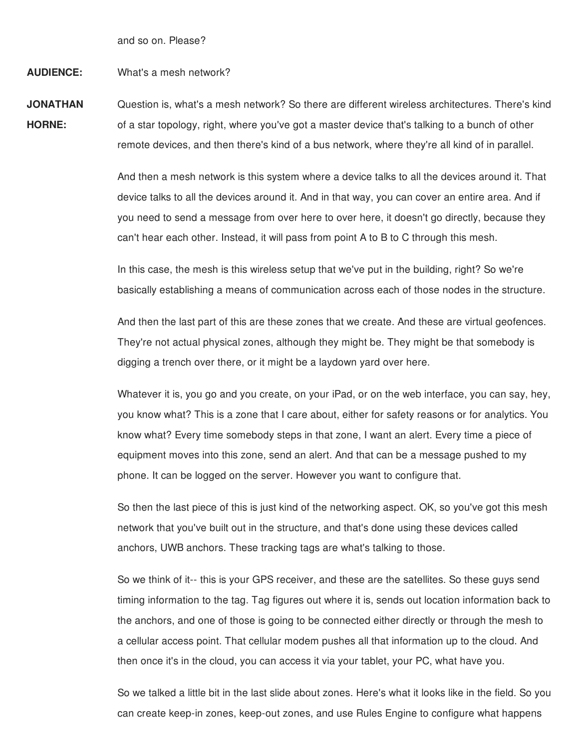and so on. Please?

**AUDIENCE:** What's a mesh network?

**JONATHAN HORNE:** Question is, what's a mesh network? So there are different wireless architectures. There's kind of a star topology, right, where you've got a master device that's talking to a bunch of other remote devices, and then there's kind of a bus network, where they're all kind of in parallel.

And then a mesh network is this system where a device talks to all the devices around it. That device talks to all the devices around it. And in that way, you can cover an entire area. And if you need to send a message from over here to over here, it doesn't go directly, because they can't hear each other. Instead, it will pass from point A to B to C through this mesh.

In this case, the mesh is this wireless setup that we've put in the building, right? So we're basically establishing a means of communication across each of those nodes in the structure.

And then the last part of this are these zones that we create. And these are virtual geofences. They're not actual physical zones, although they might be. They might be that somebody is digging a trench over there, or it might be a laydown yard over here.

Whatever it is, you go and you create, on your iPad, or on the web interface, you can say, hey, you know what? This is a zone that I care about, either for safety reasons or for analytics. You know what? Every time somebody steps in that zone, I want an alert. Every time a piece of equipment moves into this zone, send an alert. And that can be a message pushed to my phone. It can be logged on the server. However you want to configure that.

So then the last piece of this is just kind of the networking aspect. OK, so you've got this mesh network that you've built out in the structure, and that's done using these devices called anchors, UWB anchors. These tracking tags are what's talking to those.

So we think of it-- this is your GPS receiver, and these are the satellites. So these guys send timing information to the tag. Tag figures out where it is, sends out location information back to the anchors, and one of those is going to be connected either directly or through the mesh to a cellular access point. That cellular modem pushes all that information up to the cloud. And then once it's in the cloud, you can access it via your tablet, your PC, what have you.

So we talked a little bit in the last slide about zones. Here's what it looks like in the field. So you can create keep-in zones, keep-out zones, and use Rules Engine to configure what happens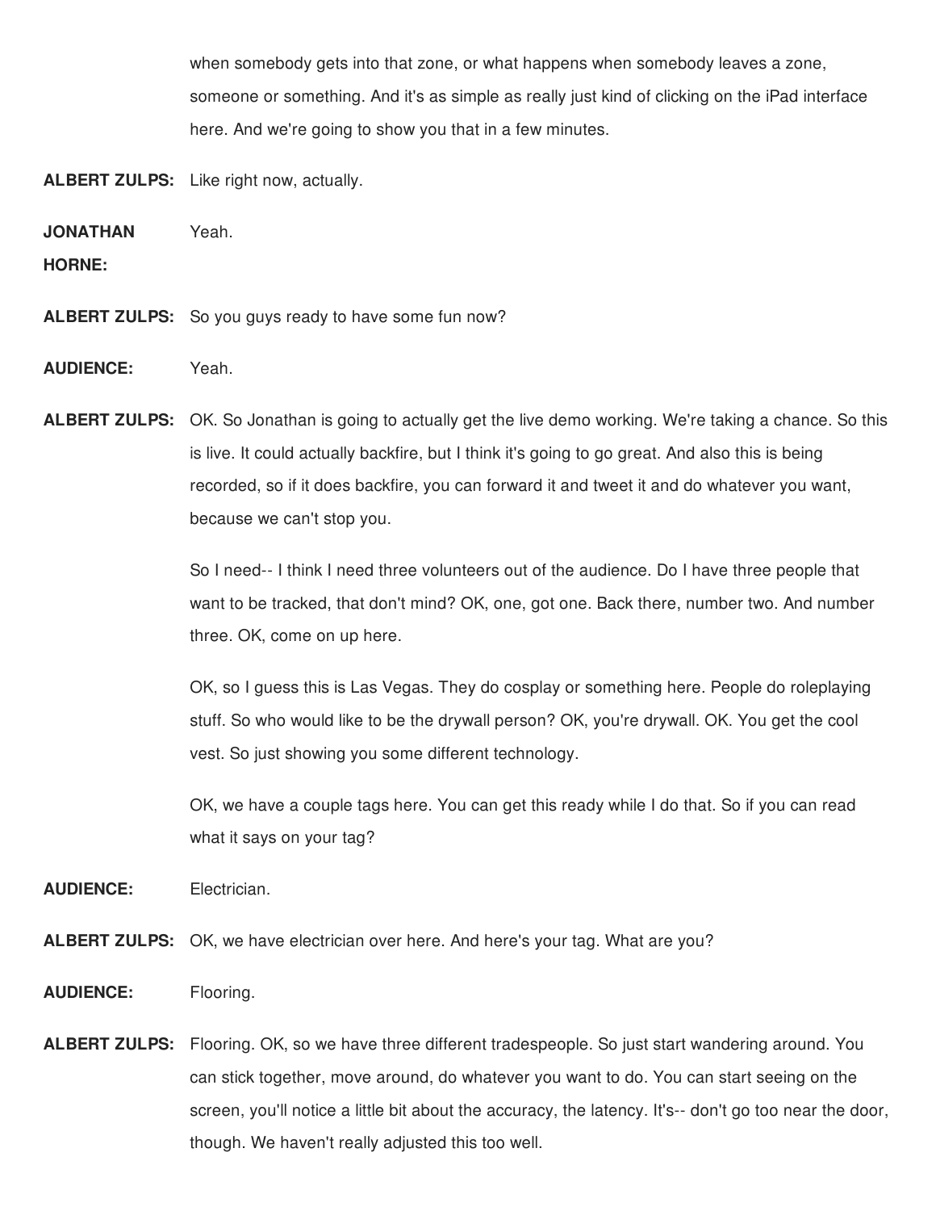when somebody gets into that zone, or what happens when somebody leaves a zone, someone or something. And it's as simple as really just kind of clicking on the iPad interface here. And we're going to show you that in a few minutes.

**ALBERT ZULPS:** Like right now, actually.

**JONATHAN HORNE:** Yeah.

**ALBERT ZULPS:** So you guys ready to have some fun now?

**AUDIENCE:** Yeah.

**ALBERT ZULPS:** OK. So Jonathan is going to actually get the live demo working. We're taking a chance. So this is live. It could actually backfire, but I think it's going to go great. And also this is being recorded, so if it does backfire, you can forward it and tweet it and do whatever you want, because we can't stop you.

So I need-- I think I need three volunteers out of the audience. Do I have three people that want to be tracked, that don't mind? OK, one, got one. Back there, number two. And number three. OK, come on up here.

OK, so I guess this is Las Vegas. They do cosplay or something here. People do roleplaying stuff. So who would like to be the drywall person? OK, you're drywall. OK. You get the cool vest. So just showing you some different technology.

OK, we have a couple tags here. You can get this ready while I do that. So if you can read what it says on your tag?

**AUDIENCE:** Electrician.

**ALBERT ZULPS:** OK, we have electrician over here. And here's your tag. What are you?

**AUDIENCE:** Flooring.

**ALBERT ZULPS:** Flooring. OK, so we have three different tradespeople. So just start wandering around. You can stick together, move around, do whatever you want to do. You can start seeing on the screen, you'll notice a little bit about the accuracy, the latency. It's-- don't go too near the door, though. We haven't really adjusted this too well.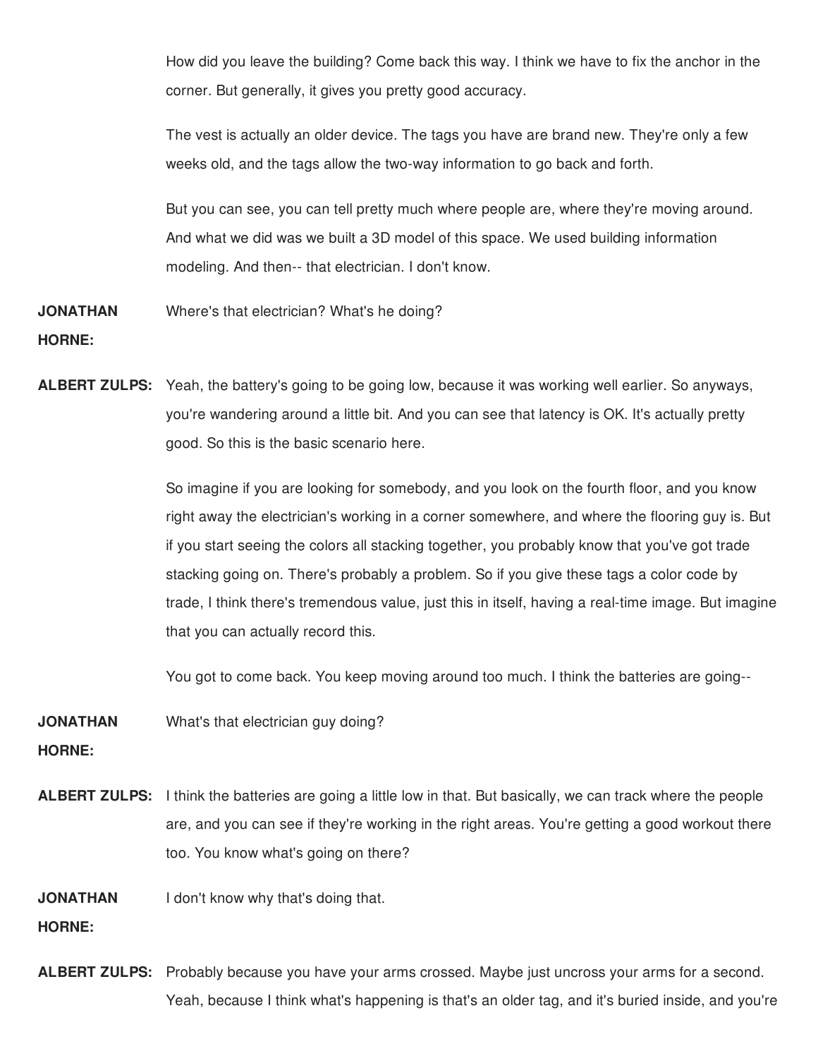How did you leave the building? Come back this way. I think we have to fix the anchor in the corner. But generally, it gives you pretty good accuracy.

The vest is actually an older device. The tags you have are brand new. They're only a few weeks old, and the tags allow the two-way information to go back and forth.

But you can see, you can tell pretty much where people are, where they're moving around. And what we did was we built a 3D model of this space. We used building information modeling. And then-- that electrician. I don't know.

**JONATHAN HORNE:** Where's that electrician? What's he doing?

**ALBERT ZULPS:** Yeah, the battery's going to be going low, because it was working well earlier. So anyways, you're wandering around a little bit. And you can see that latency is OK. It's actually pretty good. So this is the basic scenario here.

So imagine if you are looking for somebody, and you look on the fourth floor, and you know right away the electrician's working in a corner somewhere, and where the flooring guy is. But if you start seeing the colors all stacking together, you probably know that you've got trade stacking going on. There's probably a problem. So if you give these tags a color code by trade, I think there's tremendous value, just this in itself, having a real-time image. But imagine that you can actually record this.

You got to come back. You keep moving around too much. I think the batteries are going--

**JONATHAN HORNE:** What's that electrician guy doing?

**ALBERT ZULPS:** I think the batteries are going a little low in that. But basically, we can track where the people are, and you can see if they're working in the right areas. You're getting a good workout there too. You know what's going on there?

**JONATHAN HORNE:** I don't know why that's doing that.

**ALBERT ZULPS:** Probably because you have your arms crossed. Maybe just uncross your arms for a second. Yeah, because I think what's happening is that's an older tag, and it's buried inside, and you're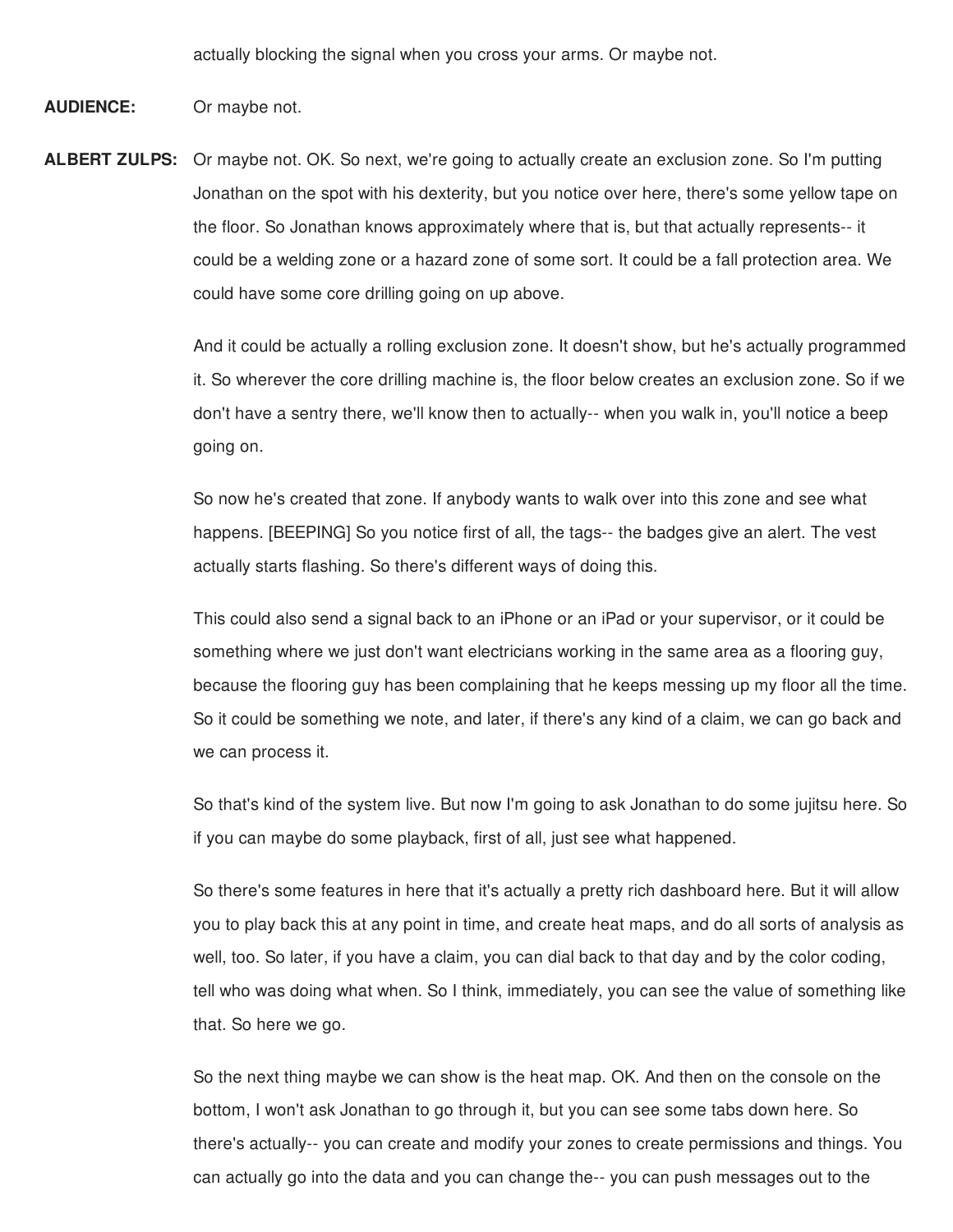actually blocking the signal when you cross your arms. Or maybe not.

**AUDIENCE:** Or maybe not.

**ALBERT ZULPS:** Or maybe not. OK. So next, we're going to actually create an exclusion zone. So I'm putting Jonathan on the spot with his dexterity, but you notice over here, there's some yellow tape on the floor. So Jonathan knows approximately where that is, but that actually represents-- it could be a welding zone or a hazard zone of some sort. It could be a fall protection area. We could have some core drilling going on up above.

And it could be actually a rolling exclusion zone. It doesn't show, but he's actually programmed it. So wherever the core drilling machine is, the floor below creates an exclusion zone. So if we don't have a sentry there, we'll know then to actually-- when you walk in, you'll notice a beep going on.

So now he's created that zone. If anybody wants to walk over into this zone and see what happens. [BEEPING] So you notice first of all, the tags-- the badges give an alert. The vest actually starts flashing. So there's different ways of doing this.

This could also send a signal back to an iPhone or an iPad or your supervisor, or it could be something where we just don't want electricians working in the same area as a flooring guy, because the flooring guy has been complaining that he keeps messing up my floor all the time. So it could be something we note, and later, if there's any kind of a claim, we can go back and we can process it.

So that's kind of the system live. But now I'm going to ask Jonathan to do some jujitsu here. So if you can maybe do some playback, first of all, just see what happened.

So there's some features in here that it's actually a pretty rich dashboard here. But it will allow you to play back this at any point in time, and create heat maps, and do all sorts of analysis as well, too. So later, if you have a claim, you can dial back to that day and by the color coding, tell who was doing what when. So I think, immediately, you can see the value of something like that. So here we go.

So the next thing maybe we can show is the heat map. OK. And then on the console on the bottom, I won't ask Jonathan to go through it, but you can see some tabs down here. So there's actually-- you can create and modify your zones to create permissions and things. You can actually go into the data and you can change the-- you can push messages out to the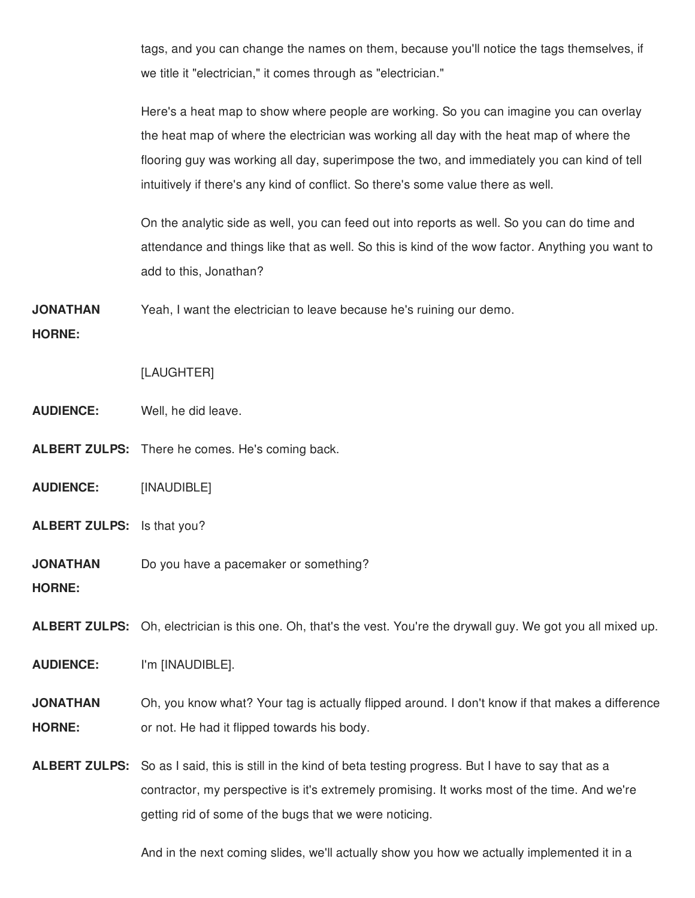tags, and you can change the names on them, because you'll notice the tags themselves, if we title it "electrician," it comes through as "electrician."

Here's a heat map to show where people are working. So you can imagine you can overlay the heat map of where the electrician was working all day with the heat map of where the flooring guy was working all day, superimpose the two, and immediately you can kind of tell intuitively if there's any kind of conflict. So there's some value there as well.

On the analytic side as well, you can feed out into reports as well. So you can do time and attendance and things like that as well. So this is kind of the wow factor. Anything you want to add to this, Jonathan?

**JONATHAN HORNE:** Yeah, I want the electrician to leave because he's ruining our demo.

[LAUGHTER]

**AUDIENCE:** Well, he did leave.

**ALBERT ZULPS:** There he comes. He's coming back.

**AUDIENCE:** [INAUDIBLE]

**ALBERT ZULPS:** Is that you?

**JONATHAN HORNE:** Do you have a pacemaker or something?

**ALBERT ZULPS:** Oh, electrician is this one. Oh, that's the vest. You're the drywall guy. We got you all mixed up.

**AUDIENCE:** I'm [INAUDIBLE].

**JONATHAN HORNE:** Oh, you know what? Your tag is actually flipped around. I don't know if that makes a difference or not. He had it flipped towards his body.

**ALBERT ZULPS:** So as I said, this is still in the kind of beta testing progress. But I have to say that as a contractor, my perspective is it's extremely promising. It works most of the time. And we're getting rid of some of the bugs that we were noticing.

And in the next coming slides, we'll actually show you how we actually implemented it in a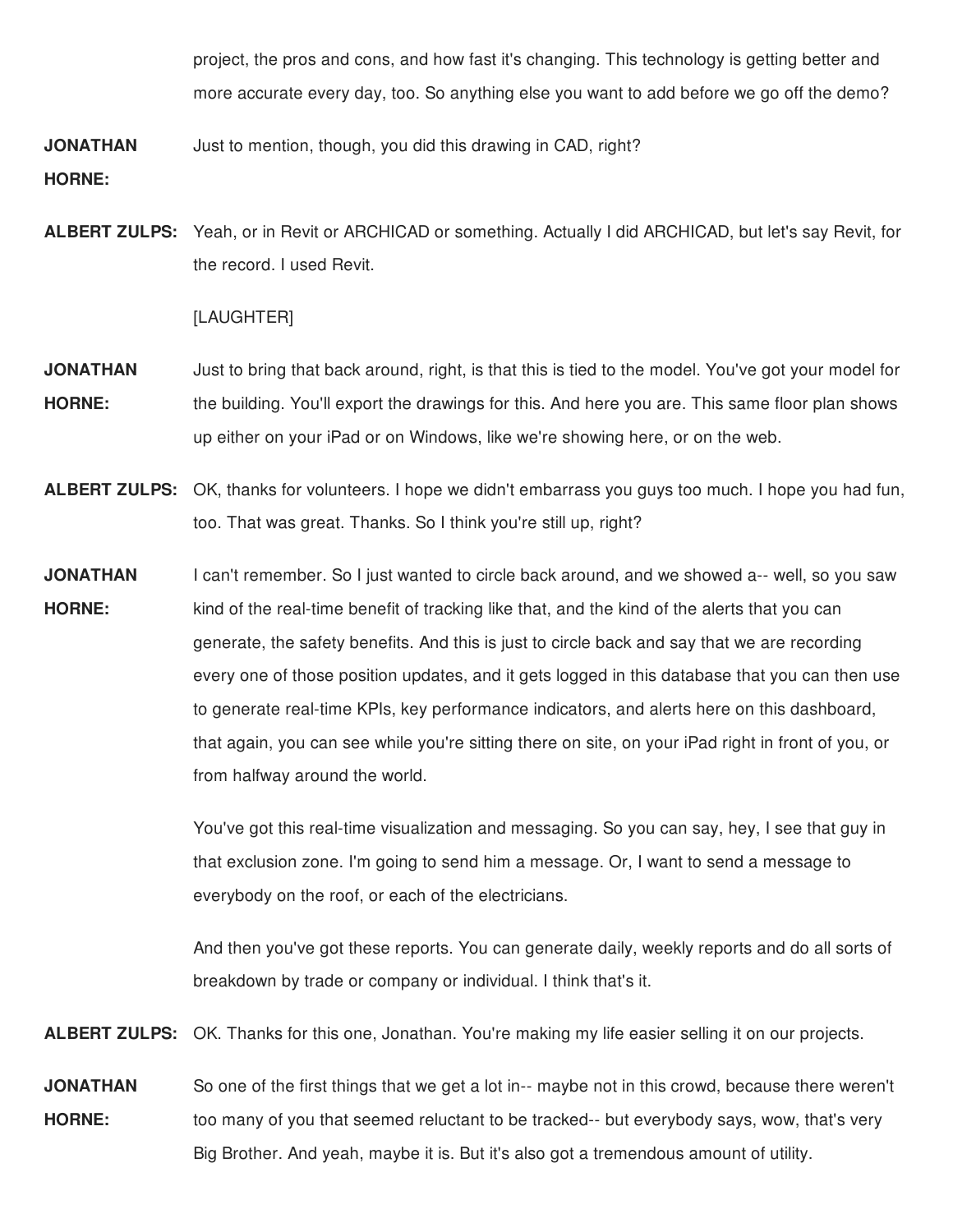project, the pros and cons, and how fast it's changing. This technology is getting better and more accurate every day, too. So anything else you want to add before we go off the demo?

**JONATHAN HORNE:** Just to mention, though, you did this drawing in CAD, right?

**ALBERT ZULPS:** Yeah, or in Revit or ARCHICAD or something. Actually I did ARCHICAD, but let's say Revit, for the record. I used Revit.

[LAUGHTER]

**JONATHAN HORNE:** Just to bring that back around, right, is that this is tied to the model. You've got your model for the building. You'll export the drawings for this. And here you are. This same floor plan shows up either on your iPad or on Windows, like we're showing here, or on the web.

**ALBERT ZULPS:** OK, thanks for volunteers. I hope we didn't embarrass you guys too much. I hope you had fun, too. That was great. Thanks. So I think you're still up, right?

**JONATHAN HORNE:** I can't remember. So I just wanted to circle back around, and we showed a-- well, so you saw kind of the real-time benefit of tracking like that, and the kind of the alerts that you can generate, the safety benefits. And this is just to circle back and say that we are recording every one of those position updates, and it gets logged in this database that you can then use to generate real-time KPIs, key performance indicators, and alerts here on this dashboard, that again, you can see while you're sitting there on site, on your iPad right in front of you, or from halfway around the world.

You've got this real-time visualization and messaging. So you can say, hey, I see that guy in that exclusion zone. I'm going to send him a message. Or, I want to send a message to everybody on the roof, or each of the electricians.

And then you've got these reports. You can generate daily, weekly reports and do all sorts of breakdown by trade or company or individual. I think that's it.

**ALBERT ZULPS:** OK. Thanks for this one, Jonathan. You're making my life easier selling it on our projects.

**JONATHAN HORNE:** So one of the first things that we get a lot in-- maybe not in this crowd, because there weren't too many of you that seemed reluctant to be tracked-- but everybody says, wow, that's very Big Brother. And yeah, maybe it is. But it's also got a tremendous amount of utility.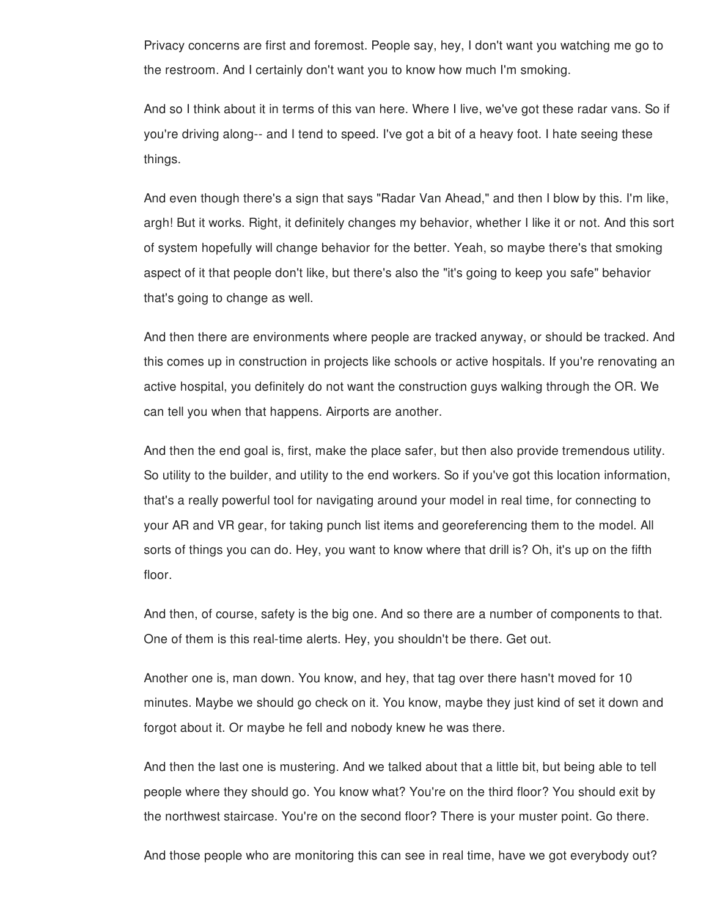Privacy concerns are first and foremost. People say, hey, I don't want you watching me go to the restroom. And I certainly don't want you to know how much I'm smoking.

And so I think about it in terms of this van here. Where I live, we've got these radar vans. So if you're driving along-- and I tend to speed. I've got a bit of a heavy foot. I hate seeing these things.

And even though there's a sign that says "Radar Van Ahead," and then I blow by this. I'm like, argh! But it works. Right, it definitely changes my behavior, whether I like it or not. And this sort of system hopefully will change behavior for the better. Yeah, so maybe there's that smoking aspect of it that people don't like, but there's also the "it's going to keep you safe" behavior that's going to change as well.

And then there are environments where people are tracked anyway, or should be tracked. And this comes up in construction in projects like schools or active hospitals. If you're renovating an active hospital, you definitely do not want the construction guys walking through the OR. We can tell you when that happens. Airports are another.

And then the end goal is, first, make the place safer, but then also provide tremendous utility. So utility to the builder, and utility to the end workers. So if you've got this location information, that's a really powerful tool for navigating around your model in real time, for connecting to your AR and VR gear, for taking punch list items and georeferencing them to the model. All sorts of things you can do. Hey, you want to know where that drill is? Oh, it's up on the fifth floor.

And then, of course, safety is the big one. And so there are a number of components to that. One of them is this real-time alerts. Hey, you shouldn't be there. Get out.

Another one is, man down. You know, and hey, that tag over there hasn't moved for 10 minutes. Maybe we should go check on it. You know, maybe they just kind of set it down and forgot about it. Or maybe he fell and nobody knew he was there.

And then the last one is mustering. And we talked about that a little bit, but being able to tell people where they should go. You know what? You're on the third floor? You should exit by the northwest staircase. You're on the second floor? There is your muster point. Go there.

And those people who are monitoring this can see in real time, have we got everybody out?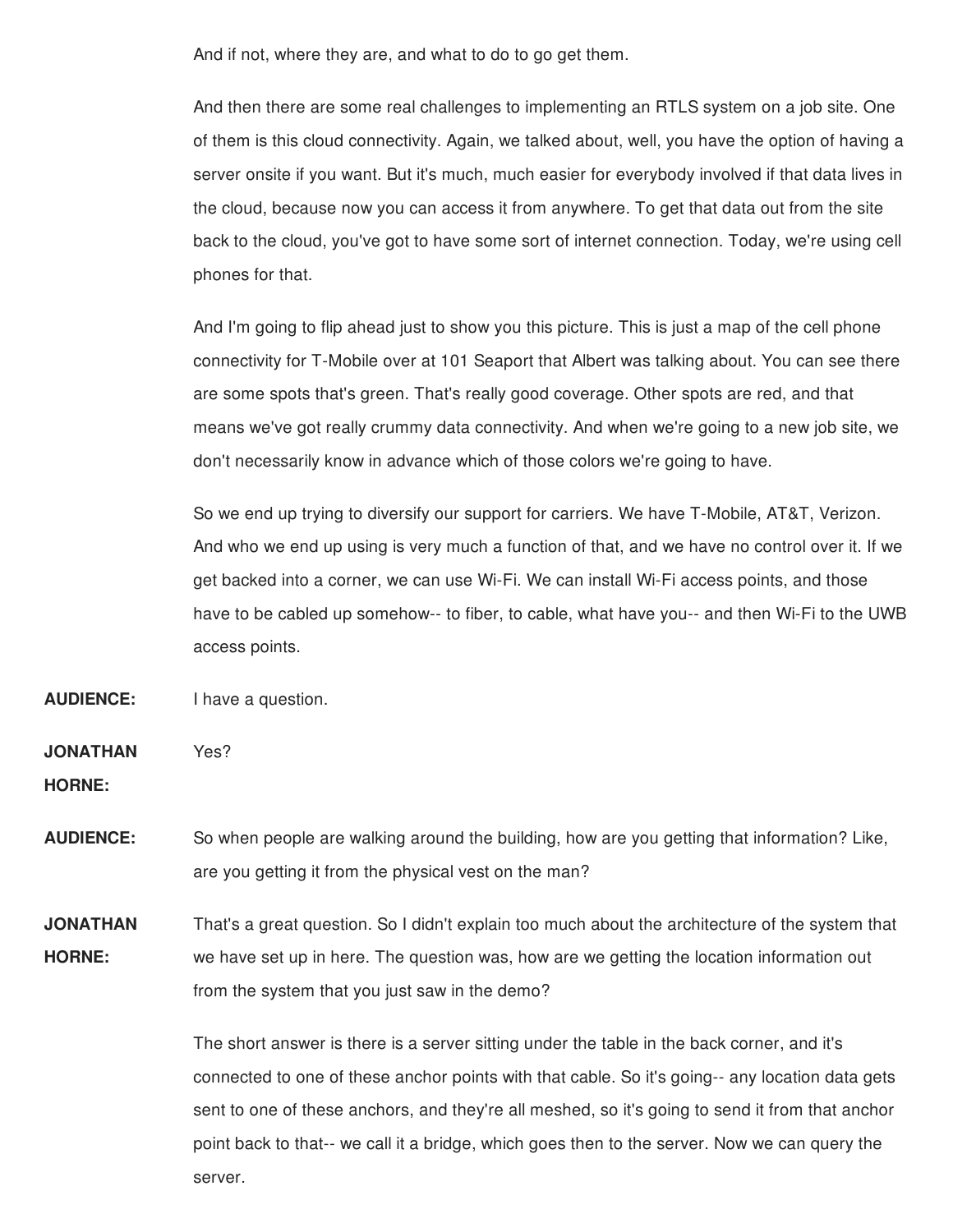And if not, where they are, and what to do to go get them.

And then there are some real challenges to implementing an RTLS system on a job site. One of them is this cloud connectivity. Again, we talked about, well, you have the option of having a server onsite if you want. But it's much, much easier for everybody involved if that data lives in the cloud, because now you can access it from anywhere. To get that data out from the site back to the cloud, you've got to have some sort of internet connection. Today, we're using cell phones for that.

And I'm going to flip ahead just to show you this picture. This is just a map of the cell phone connectivity for T-Mobile over at 101 Seaport that Albert was talking about. You can see there are some spots that's green. That's really good coverage. Other spots are red, and that means we've got really crummy data connectivity. And when we're going to a new job site, we don't necessarily know in advance which of those colors we're going to have.

So we end up trying to diversify our support for carriers. We have T-Mobile, AT&T, Verizon. And who we end up using is very much a function of that, and we have no control over it. If we get backed into a corner, we can use Wi-Fi. We can install Wi-Fi access points, and those have to be cabled up somehow-- to fiber, to cable, what have you-- and then Wi-Fi to the UWB access points.

**AUDIENCE:** I have a question.

**JONATHAN HORNE:** Yes?

**AUDIENCE:** So when people are walking around the building, how are you getting that information? Like, are you getting it from the physical vest on the man?

**JONATHAN HORNE:** That's a great question. So I didn't explain too much about the architecture of the system that we have set up in here. The question was, how are we getting the location information out from the system that you just saw in the demo?

The short answer is there is a server sitting under the table in the back corner, and it's connected to one of these anchor points with that cable. So it's going-- any location data gets sent to one of these anchors, and they're all meshed, so it's going to send it from that anchor point back to that-- we call it a bridge, which goes then to the server. Now we can query the server.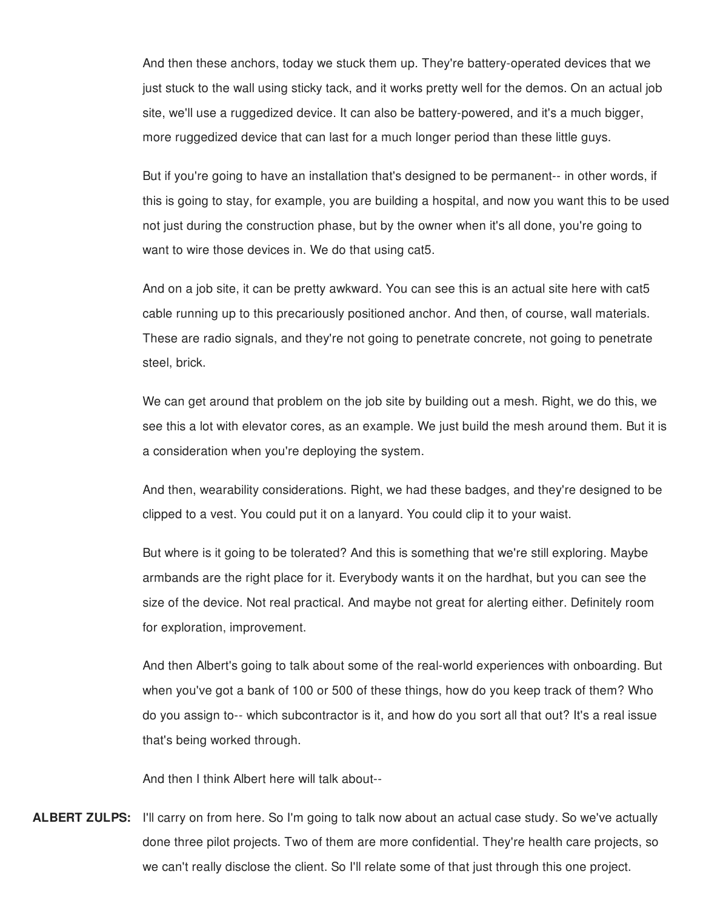And then these anchors, today we stuck them up. They're battery-operated devices that we just stuck to the wall using sticky tack, and it works pretty well for the demos. On an actual job site, we'll use a ruggedized device. It can also be battery-powered, and it's a much bigger, more ruggedized device that can last for a much longer period than these little guys.

But if you're going to have an installation that's designed to be permanent-- in other words, if this is going to stay, for example, you are building a hospital, and now you want this to be used not just during the construction phase, but by the owner when it's all done, you're going to want to wire those devices in. We do that using cat5.

And on a job site, it can be pretty awkward. You can see this is an actual site here with cat5 cable running up to this precariously positioned anchor. And then, of course, wall materials. These are radio signals, and they're not going to penetrate concrete, not going to penetrate steel, brick.

We can get around that problem on the job site by building out a mesh. Right, we do this, we see this a lot with elevator cores, as an example. We just build the mesh around them. But it is a consideration when you're deploying the system.

And then, wearability considerations. Right, we had these badges, and they're designed to be clipped to a vest. You could put it on a lanyard. You could clip it to your waist.

But where is it going to be tolerated? And this is something that we're still exploring. Maybe armbands are the right place for it. Everybody wants it on the hardhat, but you can see the size of the device. Not real practical. And maybe not great for alerting either. Definitely room for exploration, improvement.

And then Albert's going to talk about some of the real-world experiences with onboarding. But when you've got a bank of 100 or 500 of these things, how do you keep track of them? Who do you assign to-- which subcontractor is it, and how do you sort all that out? It's a real issue that's being worked through.

And then I think Albert here will talk about--

**ALBERT ZULPS:** I'll carry on from here. So I'm going to talk now about an actual case study. So we've actually done three pilot projects. Two of them are more confidential. They're health care projects, so we can't really disclose the client. So I'll relate some of that just through this one project.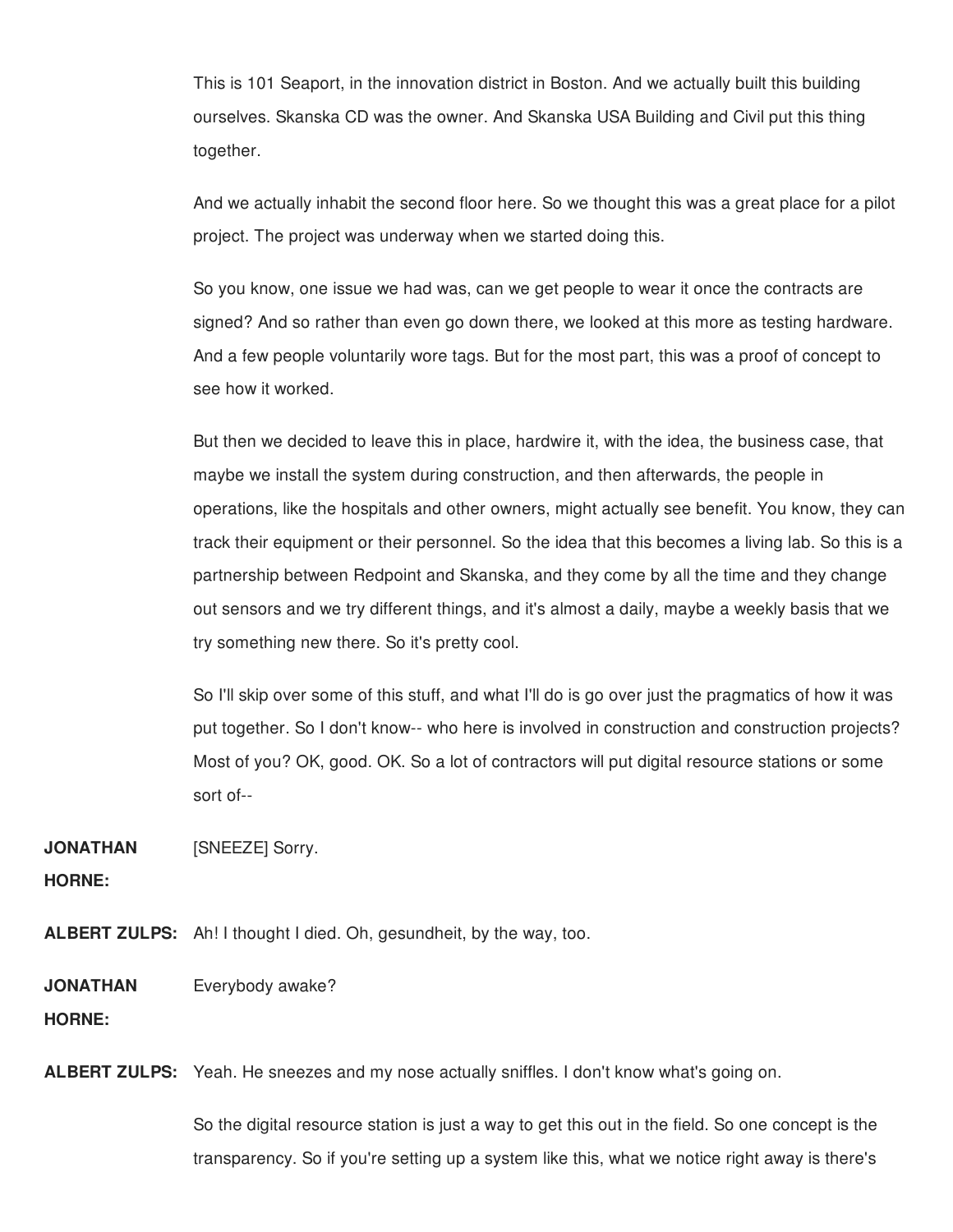This is 101 Seaport, in the innovation district in Boston. And we actually built this building ourselves. Skanska CD was the owner. And Skanska USA Building and Civil put this thing together.

And we actually inhabit the second floor here. So we thought this was a great place for a pilot project. The project was underway when we started doing this.

So you know, one issue we had was, can we get people to wear it once the contracts are signed? And so rather than even go down there, we looked at this more as testing hardware. And a few people voluntarily wore tags. But for the most part, this was a proof of concept to see how it worked.

But then we decided to leave this in place, hardwire it, with the idea, the business case, that maybe we install the system during construction, and then afterwards, the people in operations, like the hospitals and other owners, might actually see benefit. You know, they can track their equipment or their personnel. So the idea that this becomes a living lab. So this is a partnership between Redpoint and Skanska, and they come by all the time and they change out sensors and we try different things, and it's almost a daily, maybe a weekly basis that we try something new there. So it's pretty cool.

So I'll skip over some of this stuff, and what I'll do is go over just the pragmatics of how it was put together. So I don't know-- who here is involved in construction and construction projects? Most of you? OK, good. OK. So a lot of contractors will put digital resource stations or some sort of--

**JONATHAN HORNE:** [SNEEZE] Sorry.

**ALBERT ZULPS:** Ah! I thought I died. Oh, gesundheit, by the way, too.

**JONATHAN HORNE:** Everybody awake?

**ALBERT ZULPS:** Yeah. He sneezes and my nose actually sniffles. I don't know what's going on.

So the digital resource station is just a way to get this out in the field. So one concept is the transparency. So if you're setting up a system like this, what we notice right away is there's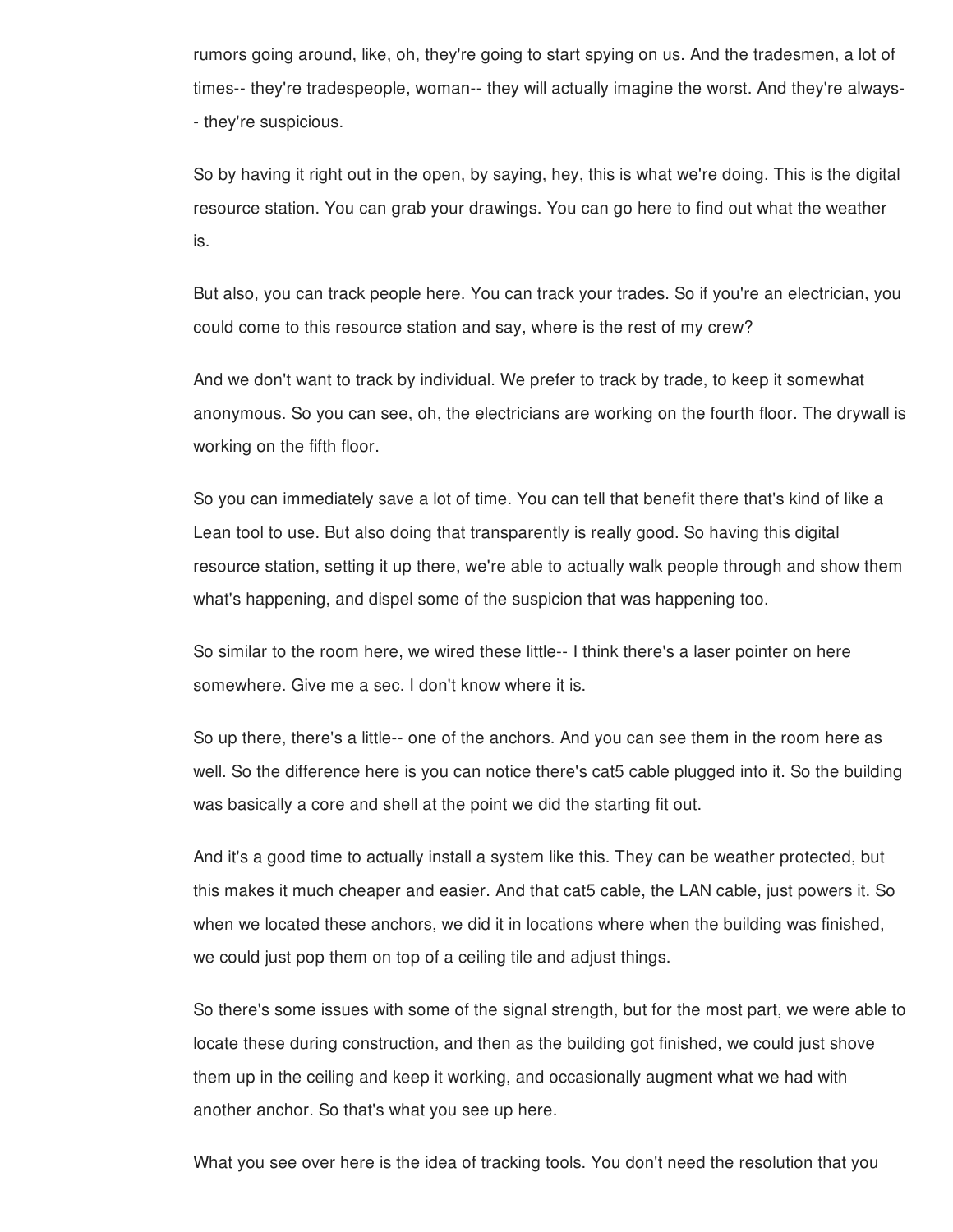rumors going around, like, oh, they're going to start spying on us. And the tradesmen, a lot of times-- they're tradespeople, woman-- they will actually imagine the worst. And they're always-- they're suspicious.

So by having it right out in the open, by saying, hey, this is what we're doing. This is the digital resource station. You can grab your drawings. You can go here to find out what the weather is.

But also, you can track people here. You can track your trades. So if you're an electrician, you could come to this resource station and say, where is the rest of my crew?

And we don't want to track by individual. We prefer to track by trade, to keep it somewhat anonymous. So you can see, oh, the electricians are working on the fourth floor. The drywall is working on the fifth floor.

So you can immediately save a lot of time. You can tell that benefit there that's kind of like a Lean tool to use. But also doing that transparently is really good. So having this digital resource station, setting it up there, we're able to actually walk people through and show them what's happening, and dispel some of the suspicion that was happening too.

So similar to the room here, we wired these little-- I think there's a laser pointer on here somewhere. Give me a sec. I don't know where it is.

So up there, there's a little-- one of the anchors. And you can see them in the room here as well. So the difference here is you can notice there's cat5 cable plugged into it. So the building was basically a core and shell at the point we did the starting fit out.

And it's a good time to actually install a system like this. They can be weather protected, but this makes it much cheaper and easier. And that cat5 cable, the LAN cable, just powers it. So when we located these anchors, we did it in locations where when the building was finished, we could just pop them on top of a ceiling tile and adjust things.

So there's some issues with some of the signal strength, but for the most part, we were able to locate these during construction, and then as the building got finished, we could just shove them up in the ceiling and keep it working, and occasionally augment what we had with another anchor. So that's what you see up here.

What you see over here is the idea of tracking tools. You don't need the resolution that you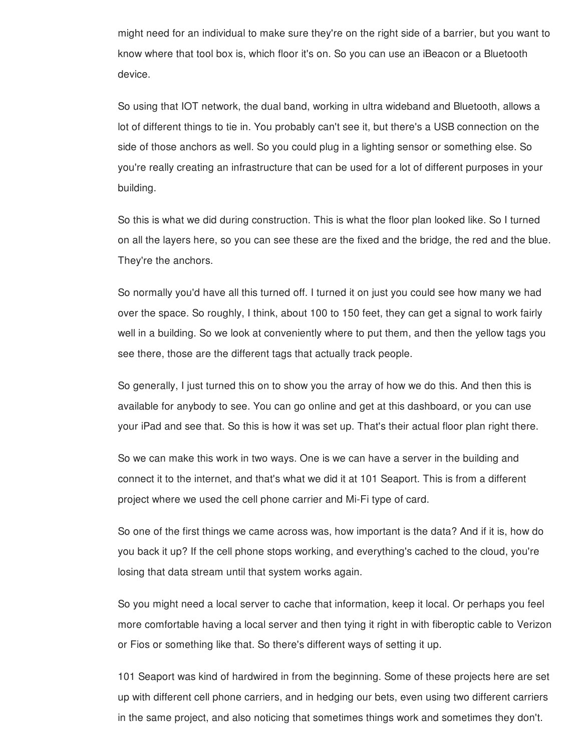might need for an individual to make sure they're on the right side of a barrier, but you want to know where that tool box is, which floor it's on. So you can use an iBeacon or a Bluetooth device.

So using that IOT network, the dual band, working in ultra wideband and Bluetooth, allows a lot of different things to tie in. You probably can't see it, but there's a USB connection on the side of those anchors as well. So you could plug in a lighting sensor or something else. So you're really creating an infrastructure that can be used for a lot of different purposes in your building.

So this is what we did during construction. This is what the floor plan looked like. So I turned on all the layers here, so you can see these are the fixed and the bridge, the red and the blue. They're the anchors.

So normally you'd have all this turned off. I turned it on just you could see how many we had over the space. So roughly, I think, about 100 to 150 feet, they can get a signal to work fairly well in a building. So we look at conveniently where to put them, and then the yellow tags you see there, those are the different tags that actually track people.

So generally, I just turned this on to show you the array of how we do this. And then this is available for anybody to see. You can go online and get at this dashboard, or you can use your iPad and see that. So this is how it was set up. That's their actual floor plan right there.

So we can make this work in two ways. One is we can have a server in the building and connect it to the internet, and that's what we did it at 101 Seaport. This is from a different project where we used the cell phone carrier and Mi-Fi type of card.

So one of the first things we came across was, how important is the data? And if it is, how do you back it up? If the cell phone stops working, and everything's cached to the cloud, you're losing that data stream until that system works again.

So you might need a local server to cache that information, keep it local. Or perhaps you feel more comfortable having a local server and then tying it right in with fiberoptic cable to Verizon or Fios or something like that. So there's different ways of setting it up.

101 Seaport was kind of hardwired in from the beginning. Some of these projects here are set up with different cell phone carriers, and in hedging our bets, even using two different carriers in the same project, and also noticing that sometimes things work and sometimes they don't.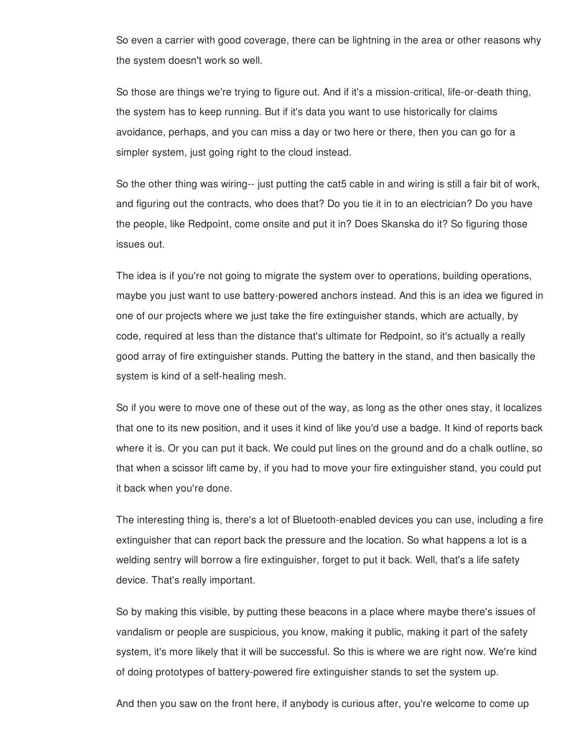So even a carrier with good coverage, there can be lightning in the area or other reasons why the system doesn't work so well.

So those are things we're trying to figure out. And if it's a mission-critical, life-or-death thing, the system has to keep running. But if it's data you want to use historically for claims avoidance, perhaps, and you can miss a day or two here or there, then you can go for a simpler system, just going right to the cloud instead.

So the other thing was wiring-- just putting the cat5 cable in and wiring is still a fair bit of work, and figuring out the contracts, who does that? Do you tie it in to an electrician? Do you have the people, like Redpoint, come onsite and put it in? Does Skanska do it? So figuring those issues out.

The idea is if you're not going to migrate the system over to operations, building operations, maybe you just want to use battery-powered anchors instead. And this is an idea we figured in one of our projects where we just take the fire extinguisher stands, which are actually, by code, required at less than the distance that's ultimate for Redpoint, so it's actually a really good array of fire extinguisher stands. Putting the battery in the stand, and then basically the system is kind of a self-healing mesh.

So if you were to move one of these out of the way, as long as the other ones stay, it localizes that one to its new position, and it uses it kind of like you'd use a badge. It kind of reports back where it is. Or you can put it back. We could put lines on the ground and do a chalk outline, so that when a scissor lift came by, if you had to move your fire extinguisher stand, you could put it back when you're done.

The interesting thing is, there's a lot of Bluetooth-enabled devices you can use, including a fire extinguisher that can report back the pressure and the location. So what happens a lot is a welding sentry will borrow a fire extinguisher, forget to put it back. Well, that's a life safety device. That's really important.

So by making this visible, by putting these beacons in a place where maybe there's issues of vandalism or people are suspicious, you know, making it public, making it part of the safety system, it's more likely that it will be successful. So this is where we are right now. We're kind of doing prototypes of battery-powered fire extinguisher stands to set the system up.

And then you saw on the front here, if anybody is curious after, you're welcome to come up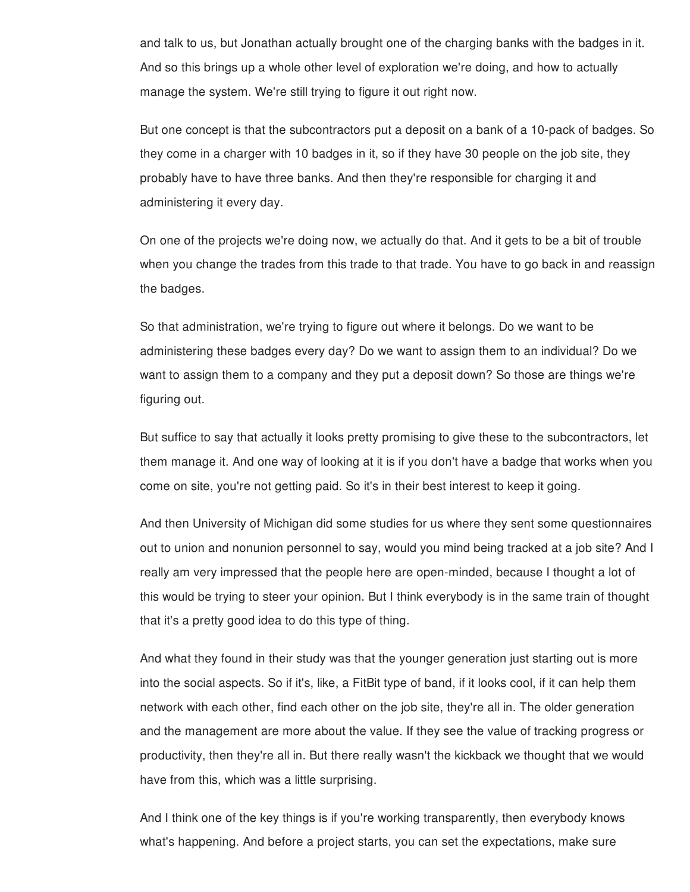and talk to us, but Jonathan actually brought one of the charging banks with the badges in it. And so this brings up a whole other level of exploration we're doing, and how to actually manage the system. We're still trying to figure it out right now.

But one concept is that the subcontractors put a deposit on a bank of a 10-pack of badges. So they come in a charger with 10 badges in it, so if they have 30 people on the job site, they probably have to have three banks. And then they're responsible for charging it and administering it every day.

On one of the projects we're doing now, we actually do that. And it gets to be a bit of trouble when you change the trades from this trade to that trade. You have to go back in and reassign the badges.

So that administration, we're trying to figure out where it belongs. Do we want to be administering these badges every day? Do we want to assign them to an individual? Do we want to assign them to a company and they put a deposit down? So those are things we're figuring out.

But suffice to say that actually it looks pretty promising to give these to the subcontractors, let them manage it. And one way of looking at it is if you don't have a badge that works when you come on site, you're not getting paid. So it's in their best interest to keep it going.

And then University of Michigan did some studies for us where they sent some questionnaires out to union and nonunion personnel to say, would you mind being tracked at a job site? And I really am very impressed that the people here are open-minded, because I thought a lot of this would be trying to steer your opinion. But I think everybody is in the same train of thought that it's a pretty good idea to do this type of thing.

And what they found in their study was that the younger generation just starting out is more into the social aspects. So if it's, like, a FitBit type of band, if it looks cool, if it can help them network with each other, find each other on the job site, they're all in. The older generation and the management are more about the value. If they see the value of tracking progress or productivity, then they're all in. But there really wasn't the kickback we thought that we would have from this, which was a little surprising.

And I think one of the key things is if you're working transparently, then everybody knows what's happening. And before a project starts, you can set the expectations, make sure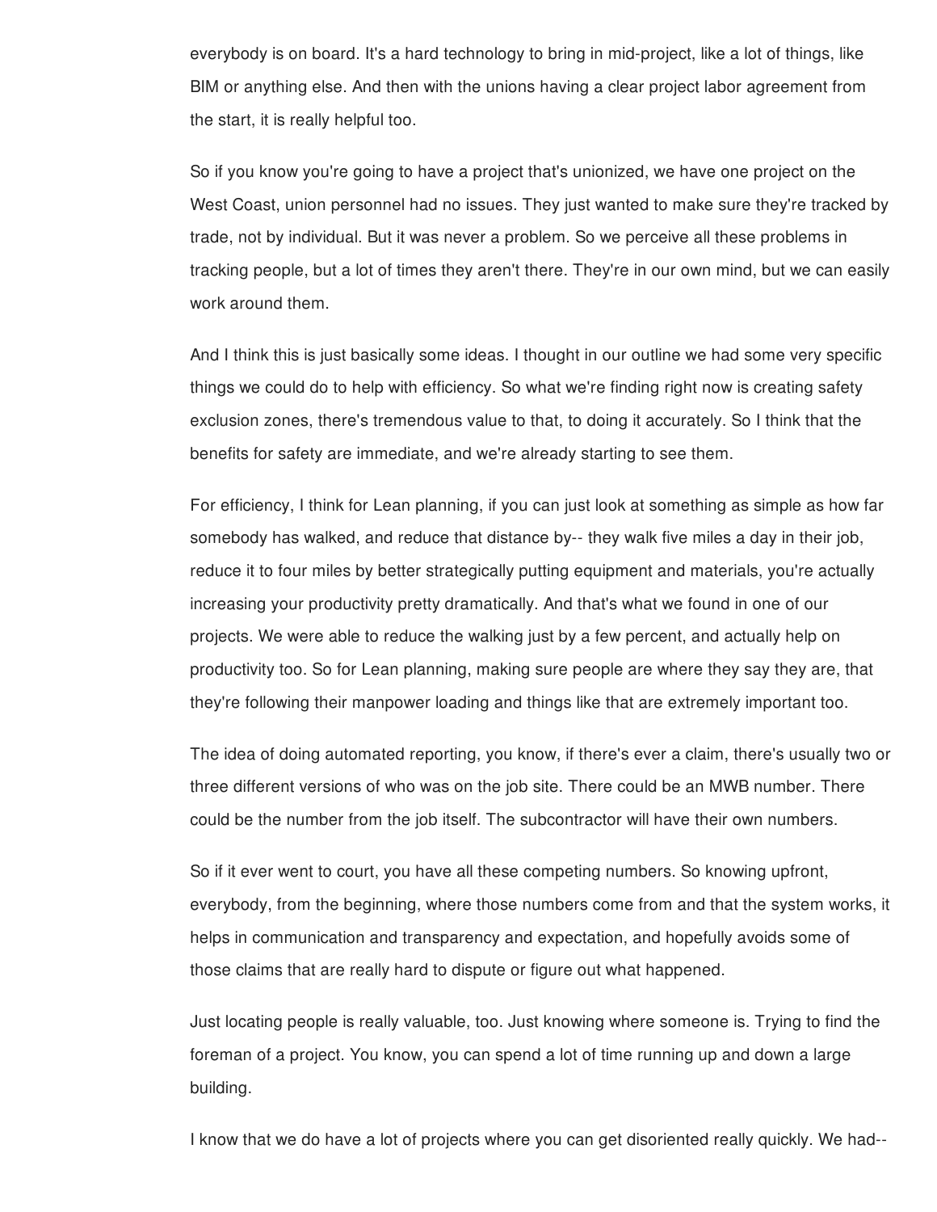everybody is on board. It's a hard technology to bring in mid-project, like a lot of things, like BIM or anything else. And then with the unions having a clear project labor agreement from the start, it is really helpful too.

So if you know you're going to have a project that's unionized, we have one project on the West Coast, union personnel had no issues. They just wanted to make sure they're tracked by trade, not by individual. But it was never a problem. So we perceive all these problems in tracking people, but a lot of times they aren't there. They're in our own mind, but we can easily work around them.

And I think this is just basically some ideas. I thought in our outline we had some very specific things we could do to help with efficiency. So what we're finding right now is creating safety exclusion zones, there's tremendous value to that, to doing it accurately. So I think that the benefits for safety are immediate, and we're already starting to see them.

For efficiency, I think for Lean planning, if you can just look at something as simple as how far somebody has walked, and reduce that distance by-- they walk five miles a day in their job, reduce it to four miles by better strategically putting equipment and materials, you're actually increasing your productivity pretty dramatically. And that's what we found in one of our projects. We were able to reduce the walking just by a few percent, and actually help on productivity too. So for Lean planning, making sure people are where they say they are, that they're following their manpower loading and things like that are extremely important too.

The idea of doing automated reporting, you know, if there's ever a claim, there's usually two or three different versions of who was on the job site. There could be an MWB number. There could be the number from the job itself. The subcontractor will have their own numbers.

So if it ever went to court, you have all these competing numbers. So knowing upfront, everybody, from the beginning, where those numbers come from and that the system works, it helps in communication and transparency and expectation, and hopefully avoids some of those claims that are really hard to dispute or figure out what happened.

Just locating people is really valuable, too. Just knowing where someone is. Trying to find the foreman of a project. You know, you can spend a lot of time running up and down a large building.

I know that we do have a lot of projects where you can get disoriented really quickly. We had--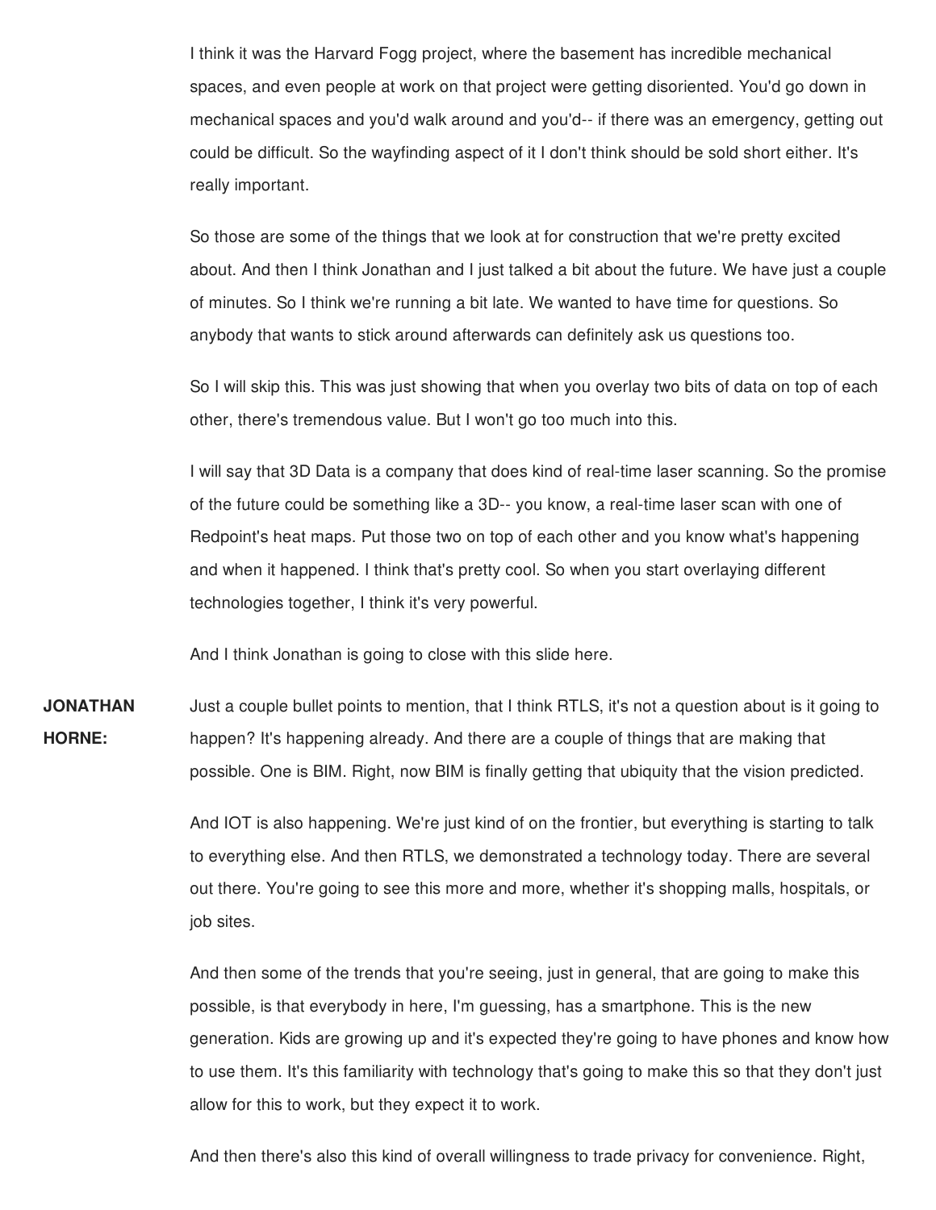I think it was the Harvard Fogg project, where the basement has incredible mechanical spaces, and even people at work on that project were getting disoriented. You'd go down in mechanical spaces and you'd walk around and you'd-- if there was an emergency, getting out could be difficult. So the wayfinding aspect of it I don't think should be sold short either. It's really important.

So those are some of the things that we look at for construction that we're pretty excited about. And then I think Jonathan and I just talked a bit about the future. We have just a couple of minutes. So I think we're running a bit late. We wanted to have time for questions. So anybody that wants to stick around afterwards can definitely ask us questions too.

So I will skip this. This was just showing that when you overlay two bits of data on top of each other, there's tremendous value. But I won't go too much into this.

I will say that 3D Data is a company that does kind of real-time laser scanning. So the promise of the future could be something like a 3D-- you know, a real-time laser scan with one of Redpoint's heat maps. Put those two on top of each other and you know what's happening and when it happened. I think that's pretty cool. So when you start overlaying different technologies together, I think it's very powerful.

And I think Jonathan is going to close with this slide here.

**JONATHAN HORNE:** Just a couple bullet points to mention, that I think RTLS, it's not a question about is it going to happen? It's happening already. And there are a couple of things that are making that possible. One is BIM. Right, now BIM is finally getting that ubiquity that the vision predicted.

And IOT is also happening. We're just kind of on the frontier, but everything is starting to talk to everything else. And then RTLS, we demonstrated a technology today. There are several out there. You're going to see this more and more, whether it's shopping malls, hospitals, or job sites.

And then some of the trends that you're seeing, just in general, that are going to make this possible, is that everybody in here, I'm guessing, has a smartphone. This is the new generation. Kids are growing up and it's expected they're going to have phones and know how to use them. It's this familiarity with technology that's going to make this so that they don't just allow for this to work, but they expect it to work.

And then there's also this kind of overall willingness to trade privacy for convenience. Right,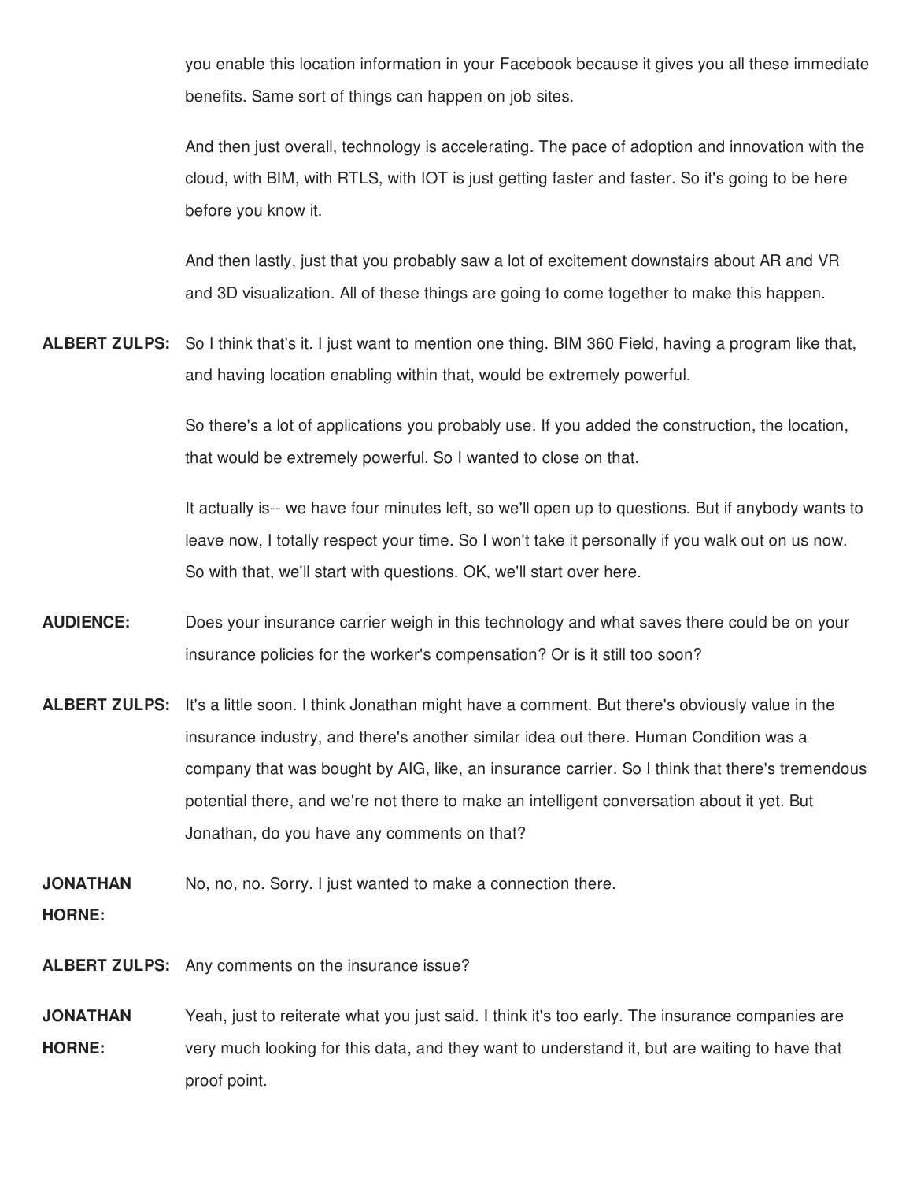you enable this location information in your Facebook because it gives you all these immediate benefits. Same sort of things can happen on job sites.

And then just overall, technology is accelerating. The pace of adoption and innovation with the cloud, with BIM, with RTLS, with IOT is just getting faster and faster. So it's going to be here before you know it.

And then lastly, just that you probably saw a lot of excitement downstairs about AR and VR and 3D visualization. All of these things are going to come together to make this happen.

**ALBERT ZULPS:** So I think that's it. I just want to mention one thing. BIM 360 Field, having a program like that, and having location enabling within that, would be extremely powerful.

So there's a lot of applications you probably use. If you added the construction, the location, that would be extremely powerful. So I wanted to close on that.

It actually is-- we have four minutes left, so we'll open up to questions. But if anybody wants to leave now, I totally respect your time. So I won't take it personally if you walk out on us now. So with that, we'll start with questions. OK, we'll start over here.

**AUDIENCE:** Does your insurance carrier weigh in this technology and what saves there could be on your insurance policies for the worker's compensation? Or is it still too soon?

**ALBERT ZULPS:** It's a little soon. I think Jonathan might have a comment. But there's obviously value in the insurance industry, and there's another similar idea out there. Human Condition was a company that was bought by AIG, like, an insurance carrier. So I think that there's tremendous potential there, and we're not there to make an intelligent conversation about it yet. But Jonathan, do you have any comments on that?

**JONATHAN HORNE:** No, no, no. Sorry. I just wanted to make a connection there.

**ALBERT ZULPS:** Any comments on the insurance issue?

**JONATHAN HORNE:** Yeah, just to reiterate what you just said. I think it's too early. The insurance companies are very much looking for this data, and they want to understand it, but are waiting to have that proof point.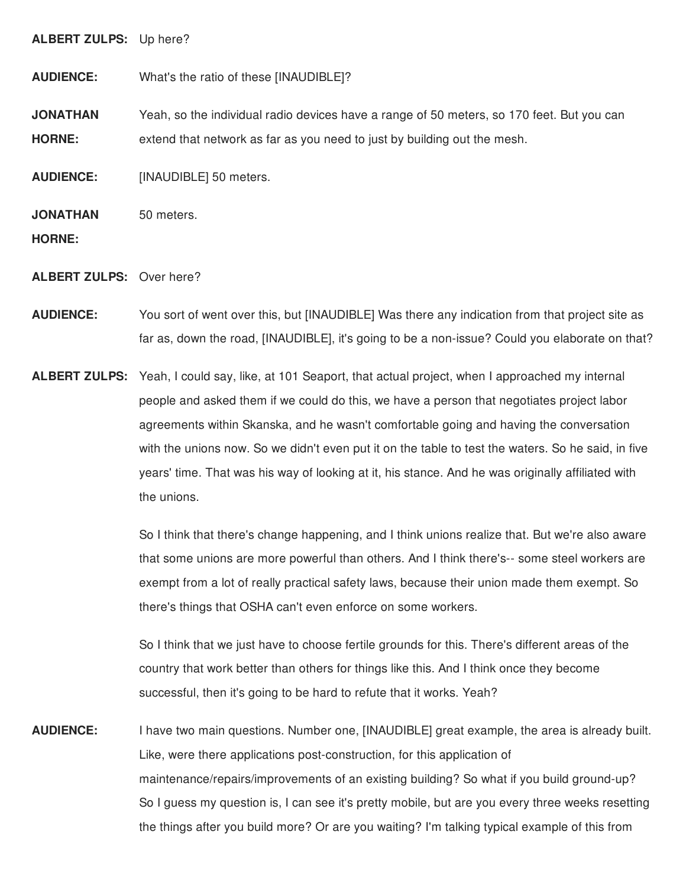**ALBERT ZULPS:** Up here?

**AUDIENCE:** What's the ratio of these [INAUDIBLE]?

**JONATHAN HORNE:** Yeah, so the individual radio devices have a range of 50 meters, so 170 feet. But you can extend that network as far as you need to just by building out the mesh.

**AUDIENCE:** [INAUDIBLE] 50 meters.

**JONATHAN HORNE:** 50 meters.

**ALBERT ZULPS:** Over here?

**AUDIENCE:** You sort of went over this, but [INAUDIBLE] Was there any indication from that project site as far as, down the road, [INAUDIBLE], it's going to be a non-issue? Could you elaborate on that?

**ALBERT ZULPS:** Yeah, I could say, like, at 101 Seaport, that actual project, when I approached my internal people and asked them if we could do this, we have a person that negotiates project labor agreements within Skanska, and he wasn't comfortable going and having the conversation with the unions now. So we didn't even put it on the table to test the waters. So he said, in five years' time. That was his way of looking at it, his stance. And he was originally affiliated with the unions.

So I think that there's change happening, and I think unions realize that. But we're also aware that some unions are more powerful than others. And I think there's-- some steel workers are exempt from a lot of really practical safety laws, because their union made them exempt. So there's things that OSHA can't even enforce on some workers.

So I think that we just have to choose fertile grounds for this. There's different areas of the country that work better than others for things like this. And I think once they become successful, then it's going to be hard to refute that it works. Yeah?

**AUDIENCE:** I have two main questions. Number one, [INAUDIBLE] great example, the area is already built. Like, were there applications post-construction, for this application of maintenance/repairs/improvements of an existing building? So what if you build ground-up? So I guess my question is, I can see it's pretty mobile, but are you every three weeks resetting the things after you build more? Or are you waiting? I'm talking typical example of this from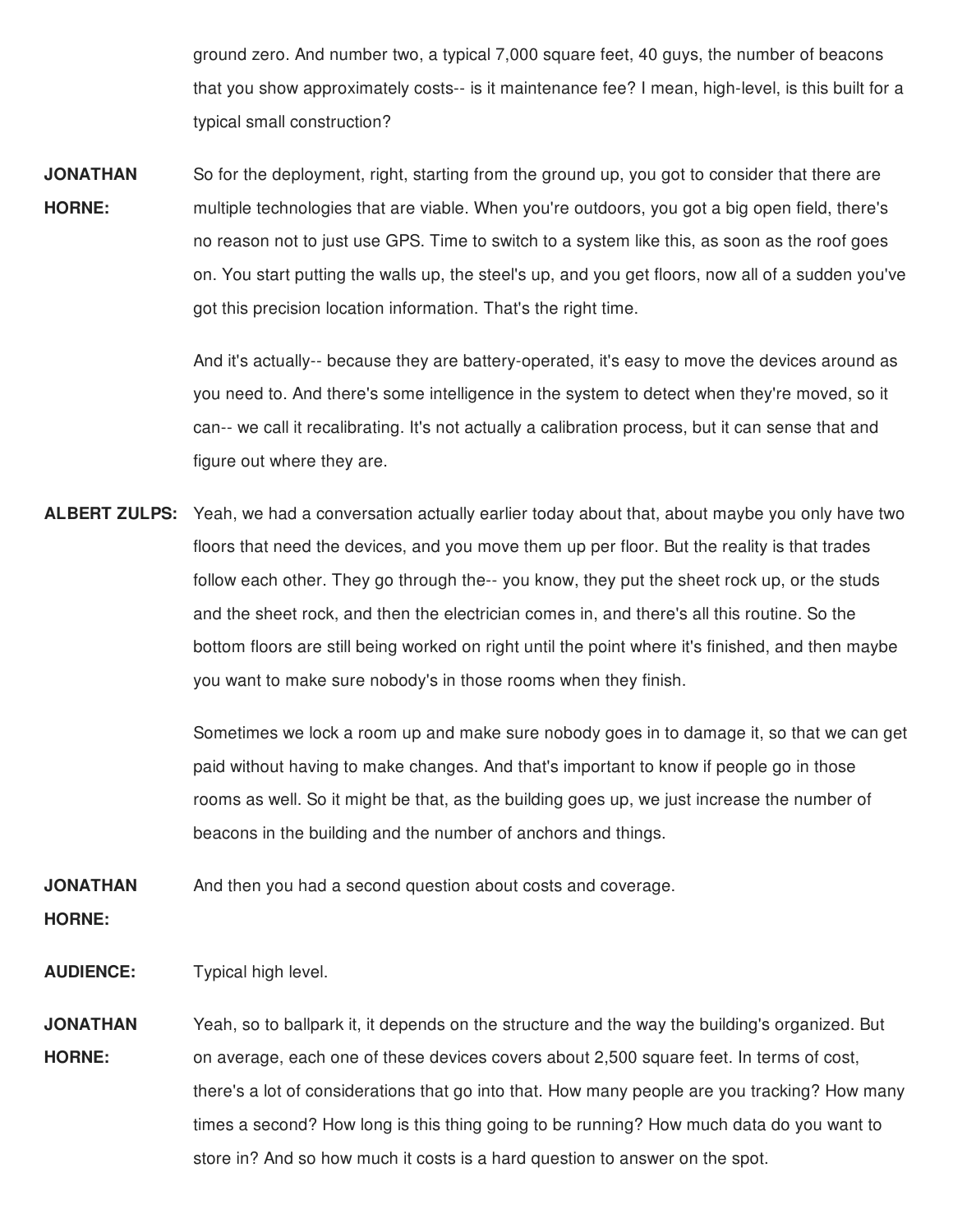ground zero. And number two, a typical 7,000 square feet, 40 guys, the number of beacons that you show approximately costs-- is it maintenance fee? I mean, high-level, is this built for a typical small construction?

**JONATHAN HORNE:** So for the deployment, right, starting from the ground up, you got to consider that there are multiple technologies that are viable. When you're outdoors, you got a big open field, there's no reason not to just use GPS. Time to switch to a system like this, as soon as the roof goes on. You start putting the walls up, the steel's up, and you get floors, now all of a sudden you've got this precision location information. That's the right time.

And it's actually-- because they are battery-operated, it's easy to move the devices around as you need to. And there's some intelligence in the system to detect when they're moved, so it can-- we call it recalibrating. It's not actually a calibration process, but it can sense that and figure out where they are.

**ALBERT ZULPS:** Yeah, we had a conversation actually earlier today about that, about maybe you only have two floors that need the devices, and you move them up per floor. But the reality is that trades follow each other. They go through the-- you know, they put the sheet rock up, or the studs and the sheet rock, and then the electrician comes in, and there's all this routine. So the bottom floors are still being worked on right until the point where it's finished, and then maybe you want to make sure nobody's in those rooms when they finish.

Sometimes we lock a room up and make sure nobody goes in to damage it, so that we can get paid without having to make changes. And that's important to know if people go in those rooms as well. So it might be that, as the building goes up, we just increase the number of beacons in the building and the number of anchors and things.

**JONATHAN HORNE:** And then you had a second question about costs and coverage.

**AUDIENCE:** Typical high level.

**JONATHAN HORNE:** Yeah, so to ballpark it, it depends on the structure and the way the building's organized. But on average, each one of these devices covers about 2,500 square feet. In terms of cost, there's a lot of considerations that go into that. How many people are you tracking? How many times a second? How long is this thing going to be running? How much data do you want to store in? And so how much it costs is a hard question to answer on the spot.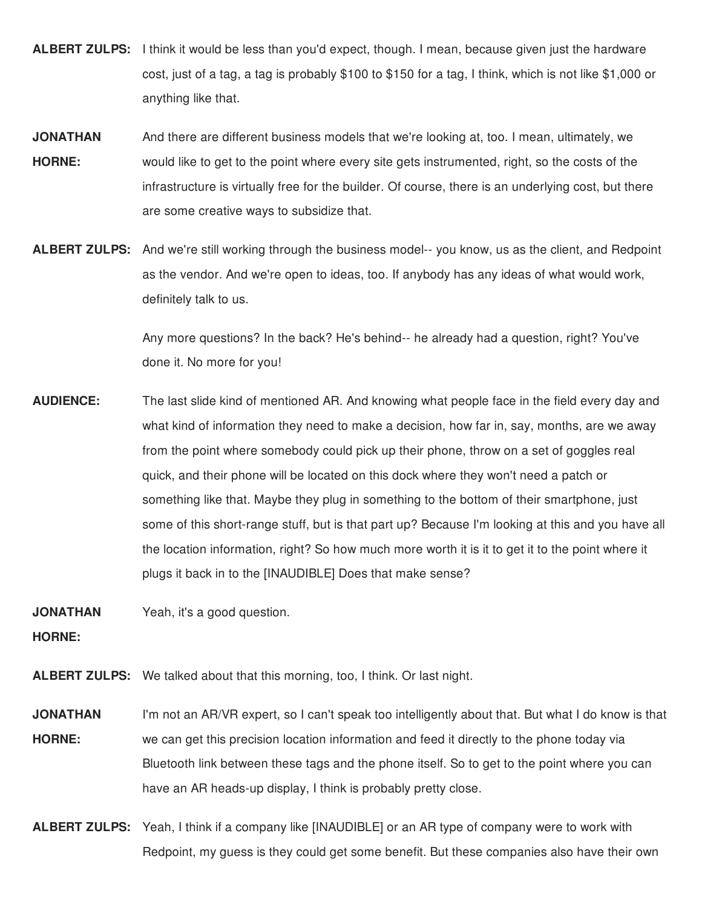**ALBERT ZULPS:** I think it would be less than you'd expect, though. I mean, because given just the hardware cost, just of a tag, a tag is probably $100 to $150 for a tag, I think, which is not like $1,000 or anything like that.

**JONATHAN HORNE:** And there are different business models that we're looking at, too. I mean, ultimately, we would like to get to the point where every site gets instrumented, right, so the costs of the infrastructure is virtually free for the builder. Of course, there is an underlying cost, but there are some creative ways to subsidize that.

**ALBERT ZULPS:** And we're still working through the business model-- you know, us as the client, and Redpoint as the vendor. And we're open to ideas, too. If anybody has any ideas of what would work, definitely talk to us.

Any more questions? In the back? He's behind-- he already had a question, right? You've done it. No more for you!

**AUDIENCE:** The last slide kind of mentioned AR. And knowing what people face in the field every day and what kind of information they need to make a decision, how far in, say, months, are we away from the point where somebody could pick up their phone, throw on a set of goggles real quick, and their phone will be located on this dock where they won't need a patch or something like that. Maybe they plug in something to the bottom of their smartphone, just some of this short-range stuff, but is that part up? Because I'm looking at this and you have all the location information, right? So how much more worth it is it to get it to the point where it plugs it back in to the [INAUDIBLE] Does that make sense?

**JONATHAN HORNE:** Yeah, it's a good question.

**ALBERT ZULPS:** We talked about that this morning, too, I think. Or last night.

**JONATHAN HORNE:** I'm not an AR/VR expert, so I can't speak too intelligently about that. But what I do know is that we can get this precision location information and feed it directly to the phone today via Bluetooth link between these tags and the phone itself. So to get to the point where you can have an AR heads-up display, I think is probably pretty close.

**ALBERT ZULPS:** Yeah, I think if a company like [INAUDIBLE] or an AR type of company were to work with Redpoint, my guess is they could get some benefit. But these companies also have their own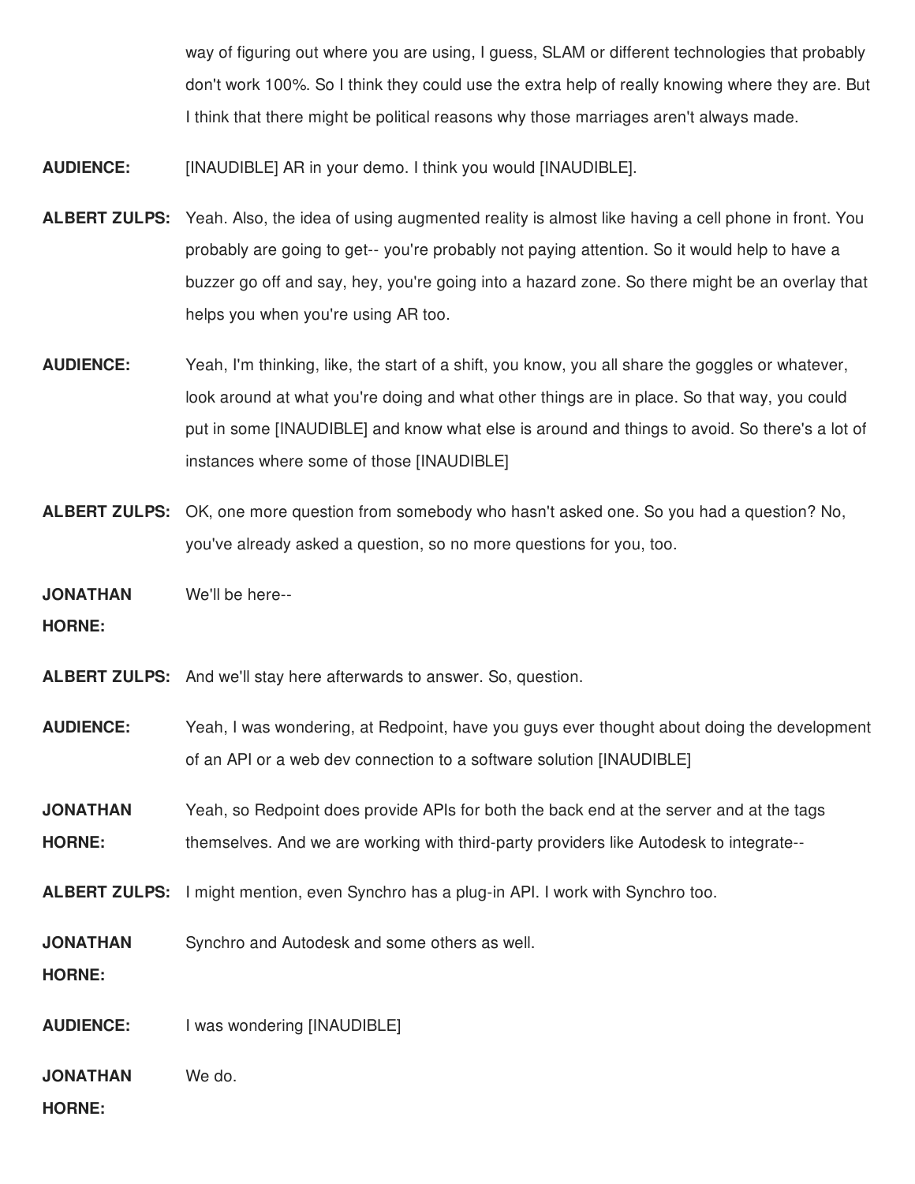way of figuring out where you are using, I guess, SLAM or different technologies that probably don't work 100%. So I think they could use the extra help of really knowing where they are. But I think that there might be political reasons why those marriages aren't always made.

**AUDIENCE:** [INAUDIBLE] AR in your demo. I think you would [INAUDIBLE].

**ALBERT ZULPS:** Yeah. Also, the idea of using augmented reality is almost like having a cell phone in front. You probably are going to get-- you're probably not paying attention. So it would help to have a buzzer go off and say, hey, you're going into a hazard zone. So there might be an overlay that helps you when you're using AR too.

**AUDIENCE:** Yeah, I'm thinking, like, the start of a shift, you know, you all share the goggles or whatever, look around at what you're doing and what other things are in place. So that way, you could put in some [INAUDIBLE] and know what else is around and things to avoid. So there's a lot of instances where some of those [INAUDIBLE]

**ALBERT ZULPS:** OK, one more question from somebody who hasn't asked one. So you had a question? No, you've already asked a question, so no more questions for you, too.

**JONATHAN HORNE:** We'll be here--

**ALBERT ZULPS:** And we'll stay here afterwards to answer. So, question.

**AUDIENCE:** Yeah, I was wondering, at Redpoint, have you guys ever thought about doing the development of an API or a web dev connection to a software solution [INAUDIBLE]

**JONATHAN HORNE:** Yeah, so Redpoint does provide APIs for both the back end at the server and at the tags themselves. And we are working with third-party providers like Autodesk to integrate--

**ALBERT ZULPS:** I might mention, even Synchro has a plug-in API. I work with Synchro too.

**JONATHAN HORNE:** Synchro and Autodesk and some others as well.

**AUDIENCE:** I was wondering [INAUDIBLE]

**JONATHAN HORNE:** We do.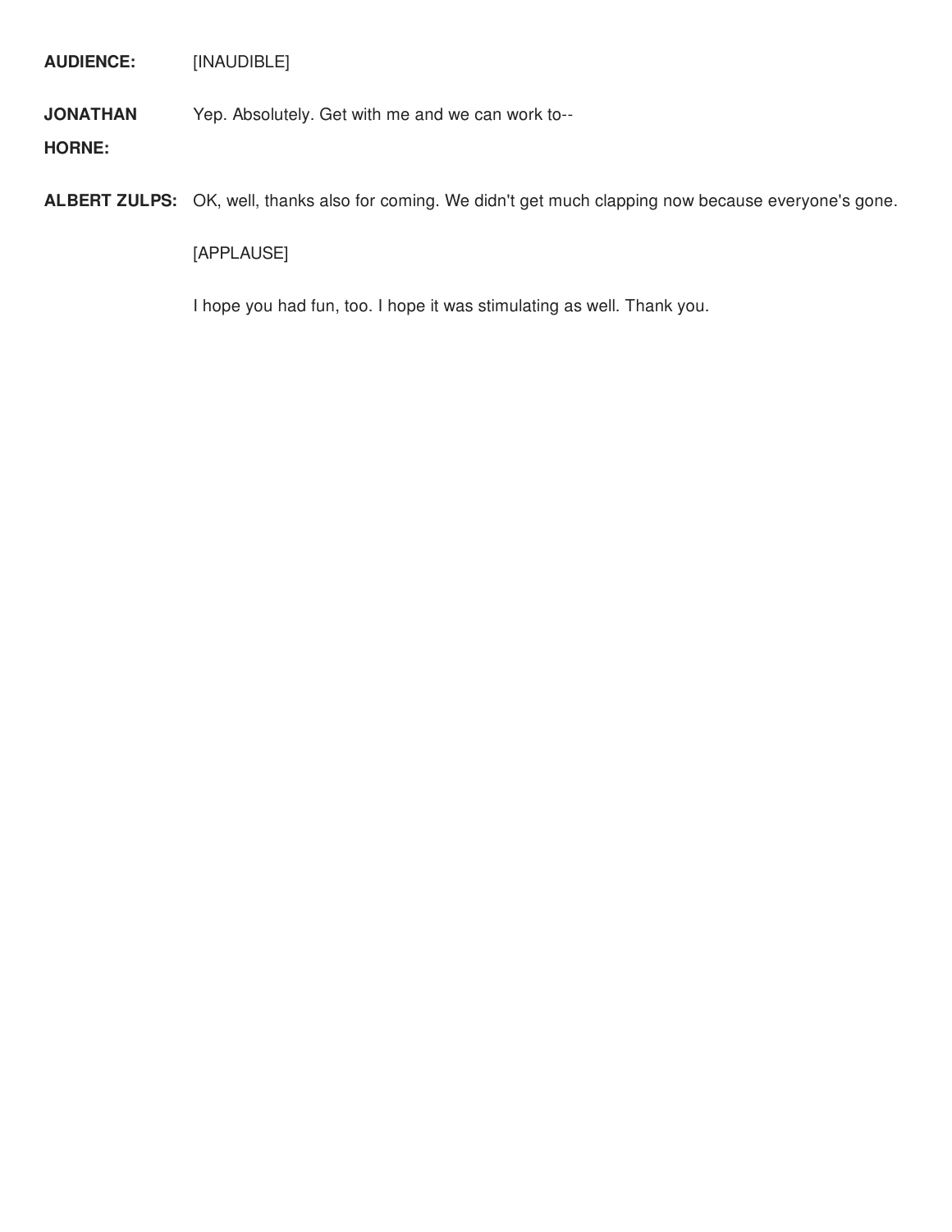**AUDIENCE:** [INAUDIBLE]

**JONATHAN HORNE:** Yep. Absolutely. Get with me and we can work to--

**ALBERT ZULPS:** OK, well, thanks also for coming. We didn't get much clapping now because everyone's gone.

[APPLAUSE]

I hope you had fun, too. I hope it was stimulating as well. Thank you.